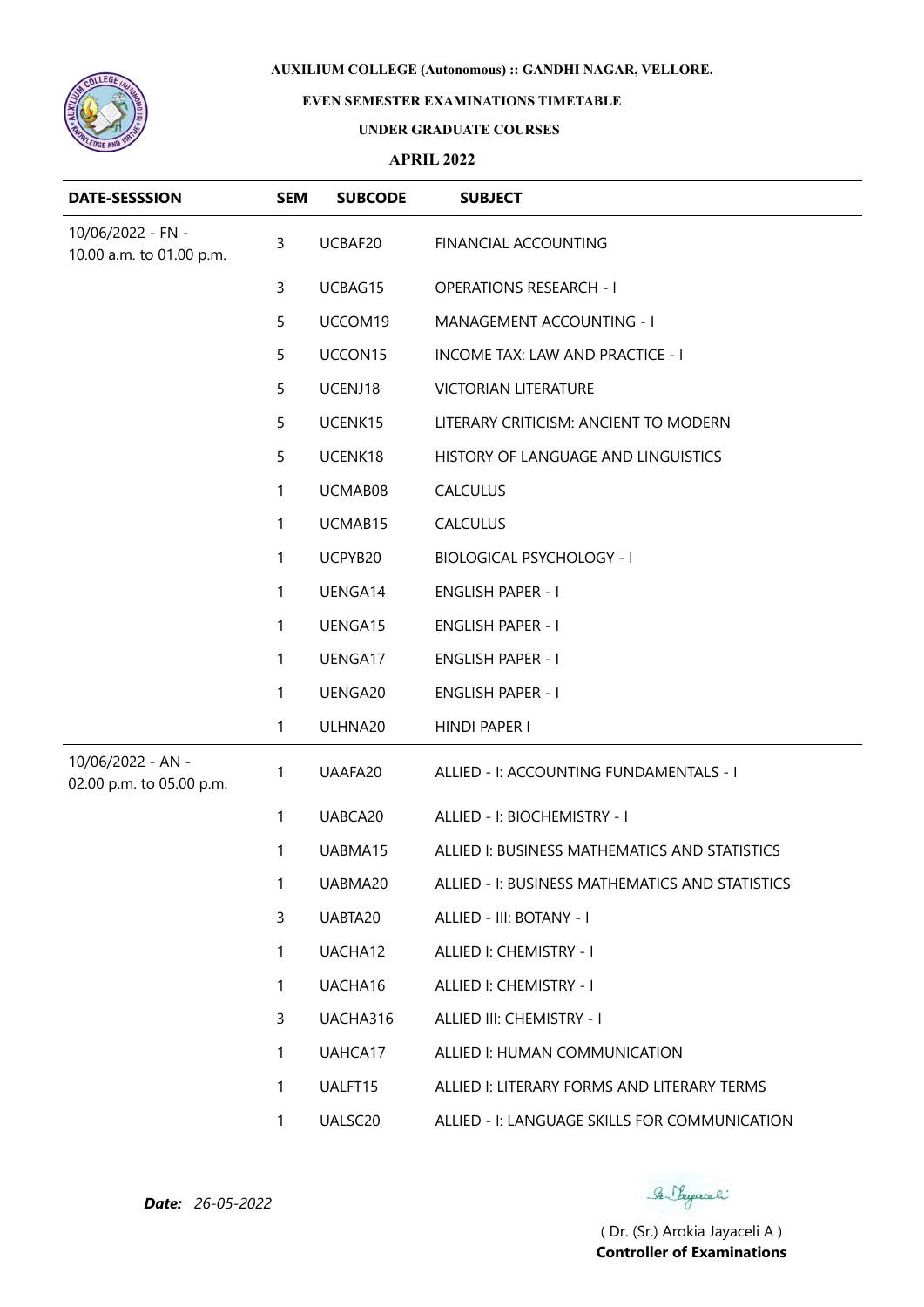**AUXILIUM COLLEGE (Autonomous) :: GANDHI NAGAR, VELLORE.**

**EVEN SEMESTER EXAMINATIONS TIMETABLE**

**UNDER GRADUATE COURSES**

**APRIL 2022**

| DATE-SESSSION | SEM | SUBCODE | SUBJECT |
|---|---|---|---|
| 10/06/2022 - FN - 10.00 a.m. to 01.00 p.m. | 3 | UCBAF20 | FINANCIAL ACCOUNTING |
| | 3 | UCBAG15 | OPERATIONS RESEARCH - I |
| | 5 | UCCOM19 | MANAGEMENT ACCOUNTING - I |
| | 5 | UCCON15 | INCOME TAX: LAW AND PRACTICE - I |
| | 5 | UCENJ18 | VICTORIAN LITERATURE |
| | 5 | UCENK15 | LITERARY CRITICISM: ANCIENT TO MODERN |
| | 5 | UCENK18 | HISTORY OF LANGUAGE AND LINGUISTICS |
| | 1 | UCMAB08 | CALCULUS |
| | 1 | UCMAB15 | CALCULUS |
| | 1 | UCPYB20 | BIOLOGICAL PSYCHOLOGY - I |
| | 1 | UENGA14 | ENGLISH PAPER - I |
| | 1 | UENGA15 | ENGLISH PAPER - I |
| | 1 | UENGA17 | ENGLISH PAPER - I |
| | 1 | UENGA20 | ENGLISH PAPER - I |
| | 1 | ULHNA20 | HINDI PAPER I |
| 10/06/2022 - AN - 02.00 p.m. to 05.00 p.m. | 1 | UAAFA20 | ALLIED - I: ACCOUNTING FUNDAMENTALS - I |
| | 1 | UABCA20 | ALLIED - I: BIOCHEMISTRY - I |
| | 1 | UABMA15 | ALLIED I: BUSINESS MATHEMATICS AND STATISTICS |
| | 1 | UABMA20 | ALLIED - I: BUSINESS MATHEMATICS AND STATISTICS |
| | 3 | UABTA20 | ALLIED - III: BOTANY - I |
| | 1 | UACHA12 | ALLIED I: CHEMISTRY - I |
| | 1 | UACHA16 | ALLIED I: CHEMISTRY - I |
| | 3 | UACHA316 | ALLIED III: CHEMISTRY - I |
| | 1 | UAHCA17 | ALLIED I: HUMAN COMMUNICATION |
| | 1 | UALFT15 | ALLIED I: LITERARY FORMS AND LITERARY TERMS |
| | 1 | UALSC20 | ALLIED - I: LANGUAGE SKILLS FOR COMMUNICATION |

***Date:*** *26-05-2022*

( Dr. (Sr.) Arokia Jayaceli A )
**Controller of Examinations**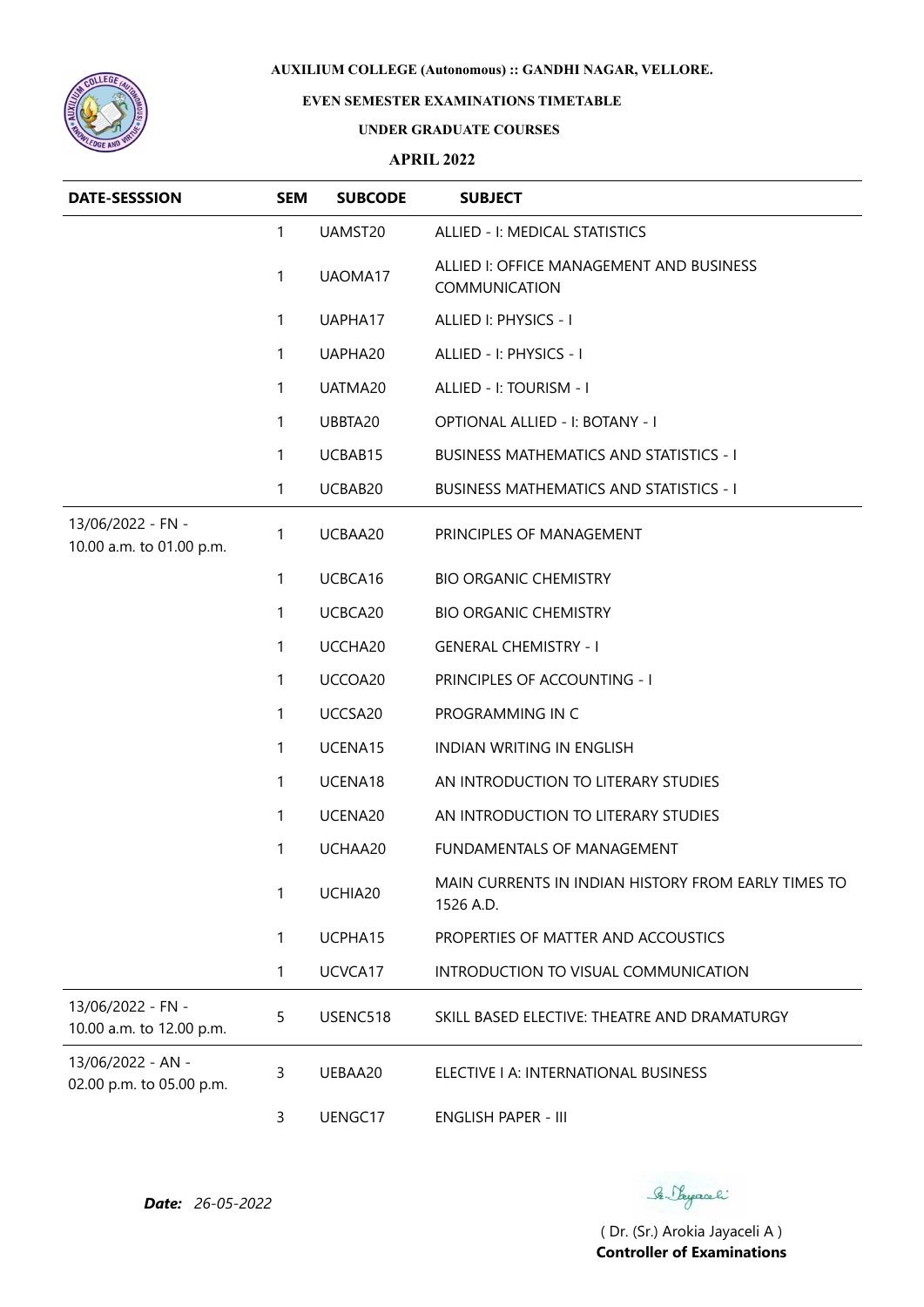**AUXILIUM COLLEGE (Autonomous) :: GANDHI NAGAR, VELLORE.**

**EVEN SEMESTER EXAMINATIONS TIMETABLE**

**UNDER GRADUATE COURSES**

**APRIL 2022**

| DATE-SESSSION | SEM | SUBCODE | SUBJECT |
|---|---|---|---|
| | 1 | UAMST20 | ALLIED - I: MEDICAL STATISTICS |
| | 1 | UAOMA17 | ALLIED I: OFFICE MANAGEMENT AND BUSINESS COMMUNICATION |
| | 1 | UAPHA17 | ALLIED I: PHYSICS - I |
| | 1 | UAPHA20 | ALLIED - I: PHYSICS - I |
| | 1 | UATMA20 | ALLIED - I: TOURISM - I |
| | 1 | UBBTA20 | OPTIONAL ALLIED - I: BOTANY - I |
| | 1 | UCBAB15 | BUSINESS MATHEMATICS AND STATISTICS - I |
| | 1 | UCBAB20 | BUSINESS MATHEMATICS AND STATISTICS - I |
| 13/06/2022 - FN - 10.00 a.m. to 01.00 p.m. | 1 | UCBAA20 | PRINCIPLES OF MANAGEMENT |
| | 1 | UCBCA16 | BIO ORGANIC CHEMISTRY |
| | 1 | UCBCA20 | BIO ORGANIC CHEMISTRY |
| | 1 | UCCHA20 | GENERAL CHEMISTRY - I |
| | 1 | UCCOA20 | PRINCIPLES OF ACCOUNTING - I |
| | 1 | UCCSA20 | PROGRAMMING IN C |
| | 1 | UCENA15 | INDIAN WRITING IN ENGLISH |
| | 1 | UCENA18 | AN INTRODUCTION TO LITERARY STUDIES |
| | 1 | UCENA20 | AN INTRODUCTION TO LITERARY STUDIES |
| | 1 | UCHAA20 | FUNDAMENTALS OF MANAGEMENT |
| | 1 | UCHIA20 | MAIN CURRENTS IN INDIAN HISTORY FROM EARLY TIMES TO 1526 A.D. |
| | 1 | UCPHA15 | PROPERTIES OF MATTER AND ACCOUSTICS |
| | 1 | UCVCA17 | INTRODUCTION TO VISUAL COMMUNICATION |
| 13/06/2022 - FN - 10.00 a.m. to 12.00 p.m. | 5 | USENC518 | SKILL BASED ELECTIVE: THEATRE AND DRAMATURGY |
| 13/06/2022 - AN - 02.00 p.m. to 05.00 p.m. | 3 | UEBAA20 | ELECTIVE I A: INTERNATIONAL BUSINESS |
| | 3 | UENGC17 | ENGLISH PAPER - III |

***Date:*** *26-05-2022*

( Dr. (Sr.) Arokia Jayaceli A )
**Controller of Examinations**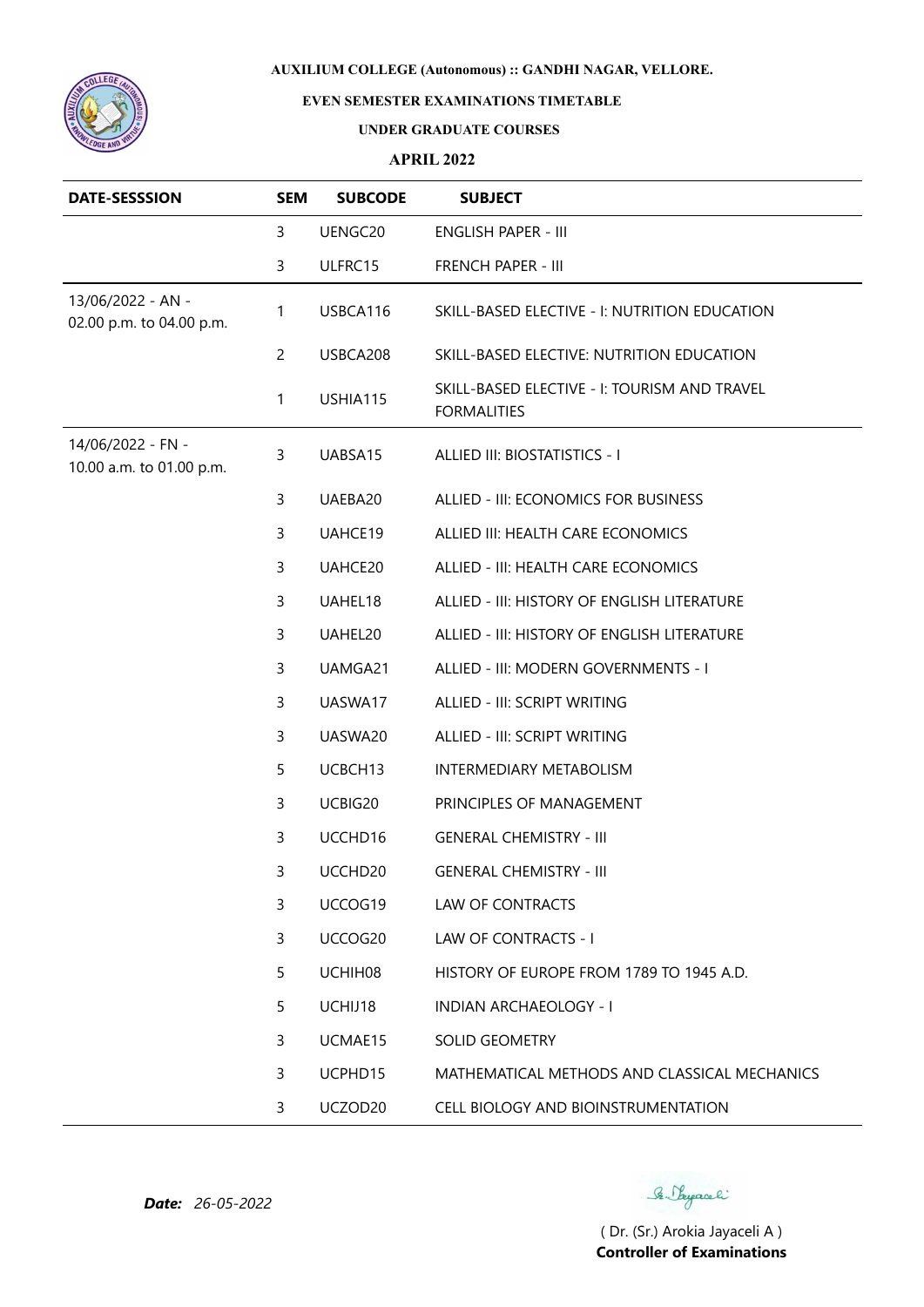**AUXILIUM COLLEGE (Autonomous) :: GANDHI NAGAR, VELLORE.**

**EVEN SEMESTER EXAMINATIONS TIMETABLE**

**UNDER GRADUATE COURSES**

**APRIL 2022**

| DATE-SESSSION | SEM | SUBCODE | SUBJECT |
|---|---|---|---|
| | 3 | UENGC20 | ENGLISH PAPER - III |
| | 3 | ULFRC15 | FRENCH PAPER - III |
| 13/06/2022 - AN - 02.00 p.m. to 04.00 p.m. | 1 | USBCA116 | SKILL-BASED ELECTIVE - I: NUTRITION EDUCATION |
| | 2 | USBCA208 | SKILL-BASED ELECTIVE: NUTRITION EDUCATION |
| | 1 | USHIA115 | SKILL-BASED ELECTIVE - I: TOURISM AND TRAVEL FORMALITIES |
| 14/06/2022 - FN - 10.00 a.m. to 01.00 p.m. | 3 | UABSA15 | ALLIED III: BIOSTATISTICS - I |
| | 3 | UAEBA20 | ALLIED - III: ECONOMICS FOR BUSINESS |
| | 3 | UAHCE19 | ALLIED III: HEALTH CARE ECONOMICS |
| | 3 | UAHCE20 | ALLIED - III: HEALTH CARE ECONOMICS |
| | 3 | UAHEL18 | ALLIED - III: HISTORY OF ENGLISH LITERATURE |
| | 3 | UAHEL20 | ALLIED - III: HISTORY OF ENGLISH LITERATURE |
| | 3 | UAMGA21 | ALLIED - III: MODERN GOVERNMENTS - I |
| | 3 | UASWA17 | ALLIED - III: SCRIPT WRITING |
| | 3 | UASWA20 | ALLIED - III: SCRIPT WRITING |
| | 5 | UCBCH13 | INTERMEDIARY METABOLISM |
| | 3 | UCBIG20 | PRINCIPLES OF MANAGEMENT |
| | 3 | UCCHD16 | GENERAL CHEMISTRY - III |
| | 3 | UCCHD20 | GENERAL CHEMISTRY - III |
| | 3 | UCCOG19 | LAW OF CONTRACTS |
| | 3 | UCCOG20 | LAW OF CONTRACTS - I |
| | 5 | UCHIH08 | HISTORY OF EUROPE FROM 1789 TO 1945 A.D. |
| | 5 | UCHIJ18 | INDIAN ARCHAEOLOGY - I |
| | 3 | UCMAE15 | SOLID GEOMETRY |
| | 3 | UCPHD15 | MATHEMATICAL METHODS AND CLASSICAL MECHANICS |
| | 3 | UCZOD20 | CELL BIOLOGY AND BIOINSTRUMENTATION |

***Date:*** *26-05-2022*

( Dr. (Sr.) Arokia Jayaceli A )
**Controller of Examinations**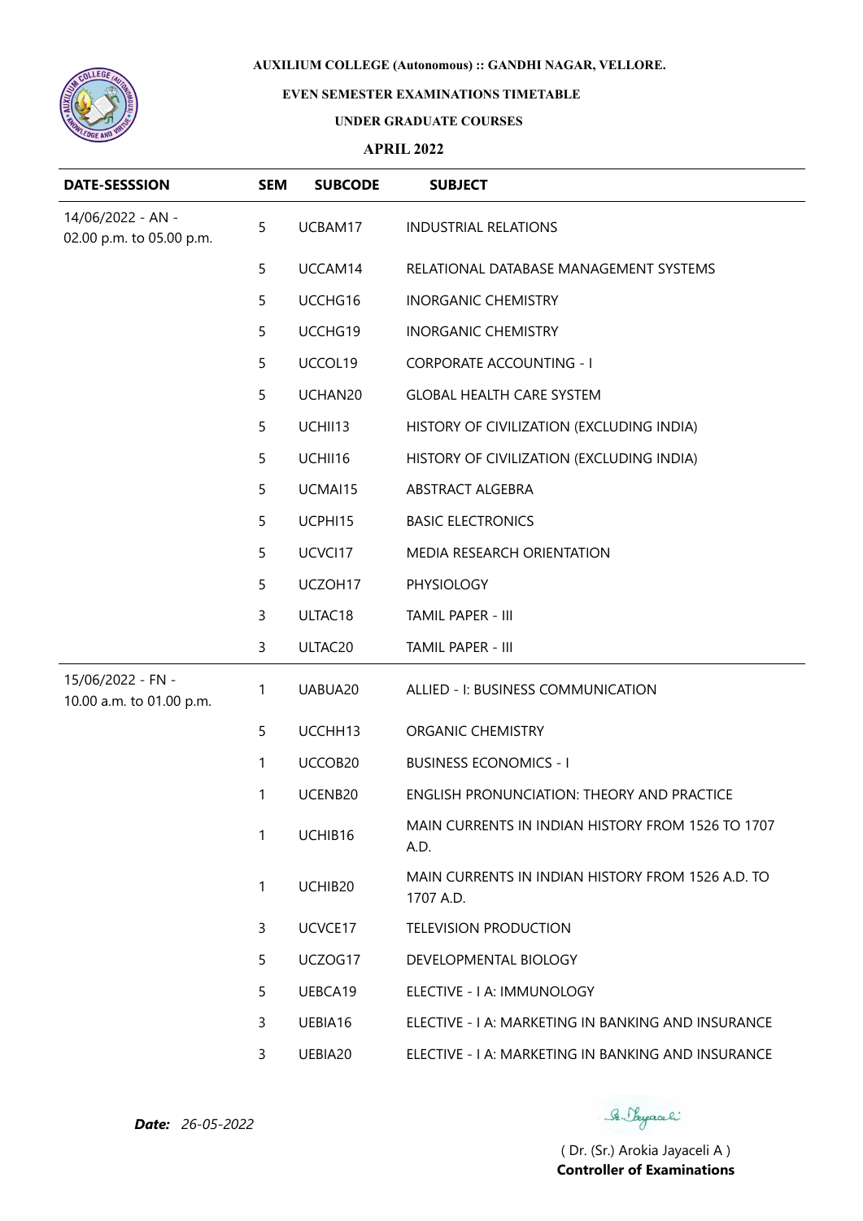**AUXILIUM COLLEGE (Autonomous) :: GANDHI NAGAR, VELLORE.**

**EVEN SEMESTER EXAMINATIONS TIMETABLE**

**UNDER GRADUATE COURSES**

**APRIL 2022**

| DATE-SESSSION | SEM | SUBCODE | SUBJECT |
|---|---|---|---|
| 14/06/2022 - AN - 02.00 p.m. to 05.00 p.m. | 5 | UCBAM17 | INDUSTRIAL RELATIONS |
| | 5 | UCCAM14 | RELATIONAL DATABASE MANAGEMENT SYSTEMS |
| | 5 | UCCHG16 | INORGANIC CHEMISTRY |
| | 5 | UCCHG19 | INORGANIC CHEMISTRY |
| | 5 | UCCOL19 | CORPORATE ACCOUNTING - I |
| | 5 | UCHAN20 | GLOBAL HEALTH CARE SYSTEM |
| | 5 | UCHII13 | HISTORY OF CIVILIZATION (EXCLUDING INDIA) |
| | 5 | UCHII16 | HISTORY OF CIVILIZATION (EXCLUDING INDIA) |
| | 5 | UCMAI15 | ABSTRACT ALGEBRA |
| | 5 | UCPHI15 | BASIC ELECTRONICS |
| | 5 | UCVCI17 | MEDIA RESEARCH ORIENTATION |
| | 5 | UCZOH17 | PHYSIOLOGY |
| | 3 | ULTAC18 | TAMIL PAPER - III |
| | 3 | ULTAC20 | TAMIL PAPER - III |
| 15/06/2022 - FN - 10.00 a.m. to 01.00 p.m. | 1 | UABUA20 | ALLIED - I: BUSINESS COMMUNICATION |
| | 5 | UCCHH13 | ORGANIC CHEMISTRY |
| | 1 | UCCOB20 | BUSINESS ECONOMICS - I |
| | 1 | UCENB20 | ENGLISH PRONUNCIATION: THEORY AND PRACTICE |
| | 1 | UCHIB16 | MAIN CURRENTS IN INDIAN HISTORY FROM 1526 TO 1707 A.D. |
| | 1 | UCHIB20 | MAIN CURRENTS IN INDIAN HISTORY FROM 1526 A.D. TO 1707 A.D. |
| | 3 | UCVCE17 | TELEVISION PRODUCTION |
| | 5 | UCZOG17 | DEVELOPMENTAL BIOLOGY |
| | 5 | UEBCA19 | ELECTIVE - I A: IMMUNOLOGY |
| | 3 | UEBIA16 | ELECTIVE - I A: MARKETING IN BANKING AND INSURANCE |
| | 3 | UEBIA20 | ELECTIVE - I A: MARKETING IN BANKING AND INSURANCE |

***Date:*** *26-05-2022*

( Dr. (Sr.) Arokia Jayaceli A )
**Controller of Examinations**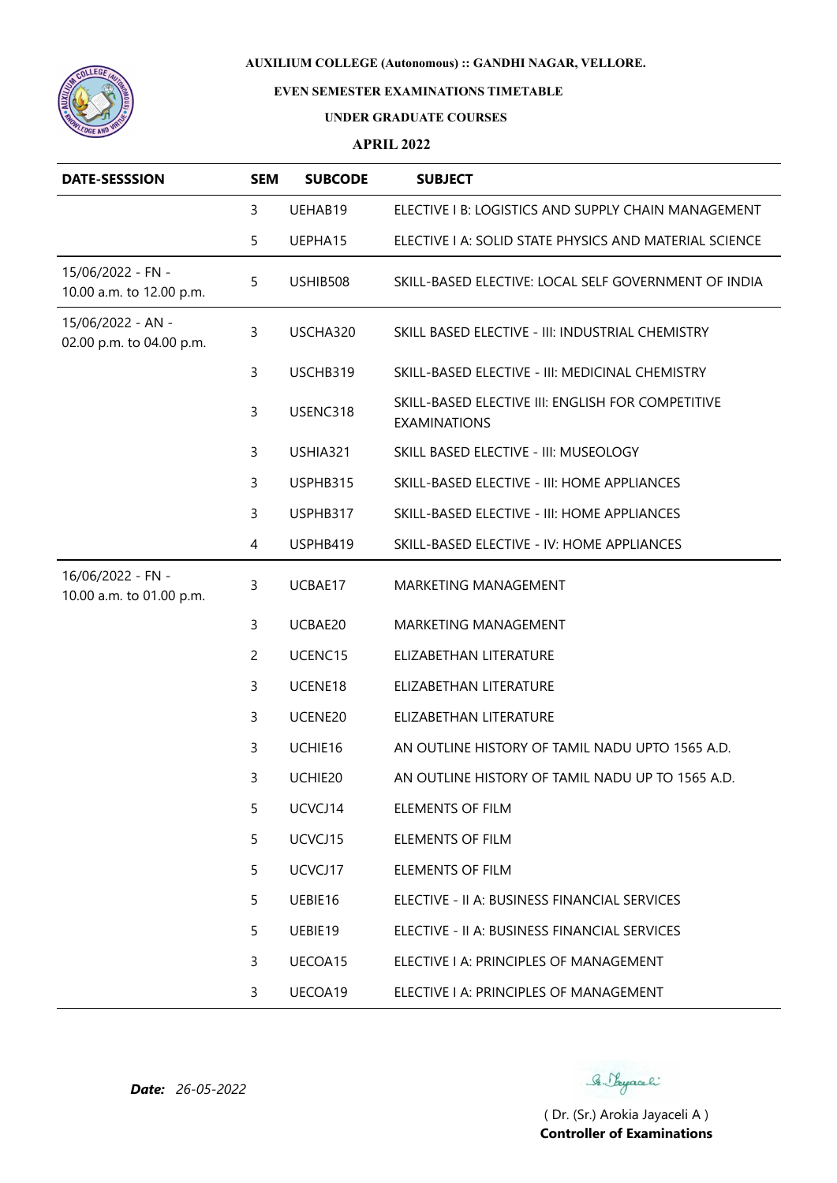**AUXILIUM COLLEGE (Autonomous) :: GANDHI NAGAR, VELLORE.**

**EVEN SEMESTER EXAMINATIONS TIMETABLE**

**UNDER GRADUATE COURSES**

**APRIL 2022**

| DATE-SESSSION | SEM | SUBCODE | SUBJECT |
|---|---|---|---|
| | 3 | UEHAB19 | ELECTIVE I B: LOGISTICS AND SUPPLY CHAIN MANAGEMENT |
| | 5 | UEPHA15 | ELECTIVE I A: SOLID STATE PHYSICS AND MATERIAL SCIENCE |
| 15/06/2022 - FN - 10.00 a.m. to 12.00 p.m. | 5 | USHIB508 | SKILL-BASED ELECTIVE: LOCAL SELF GOVERNMENT OF INDIA |
| 15/06/2022 - AN - 02.00 p.m. to 04.00 p.m. | 3 | USCHA320 | SKILL BASED ELECTIVE - III: INDUSTRIAL CHEMISTRY |
| | 3 | USCHB319 | SKILL-BASED ELECTIVE - III: MEDICINAL CHEMISTRY |
| | 3 | USENC318 | SKILL-BASED ELECTIVE III: ENGLISH FOR COMPETITIVE EXAMINATIONS |
| | 3 | USHIA321 | SKILL BASED ELECTIVE - III: MUSEOLOGY |
| | 3 | USPHB315 | SKILL-BASED ELECTIVE - III: HOME APPLIANCES |
| | 3 | USPHB317 | SKILL-BASED ELECTIVE - III: HOME APPLIANCES |
| | 4 | USPHB419 | SKILL-BASED ELECTIVE - IV: HOME APPLIANCES |
| 16/06/2022 - FN - 10.00 a.m. to 01.00 p.m. | 3 | UCBAE17 | MARKETING MANAGEMENT |
| | 3 | UCBAE20 | MARKETING MANAGEMENT |
| | 2 | UCENC15 | ELIZABETHAN LITERATURE |
| | 3 | UCENE18 | ELIZABETHAN LITERATURE |
| | 3 | UCENE20 | ELIZABETHAN LITERATURE |
| | 3 | UCHIE16 | AN OUTLINE HISTORY OF TAMIL NADU UPTO 1565 A.D. |
| | 3 | UCHIE20 | AN OUTLINE HISTORY OF TAMIL NADU UP TO 1565 A.D. |
| | 5 | UCVCJ14 | ELEMENTS OF FILM |
| | 5 | UCVCJ15 | ELEMENTS OF FILM |
| | 5 | UCVCJ17 | ELEMENTS OF FILM |
| | 5 | UEBIE16 | ELECTIVE - II A: BUSINESS FINANCIAL SERVICES |
| | 5 | UEBIE19 | ELECTIVE - II A: BUSINESS FINANCIAL SERVICES |
| | 3 | UECOA15 | ELECTIVE I A: PRINCIPLES OF MANAGEMENT |
| | 3 | UECOA19 | ELECTIVE I A: PRINCIPLES OF MANAGEMENT |

***Date:*** *26-05-2022*

( Dr. (Sr.) Arokia Jayaceli A )
**Controller of Examinations**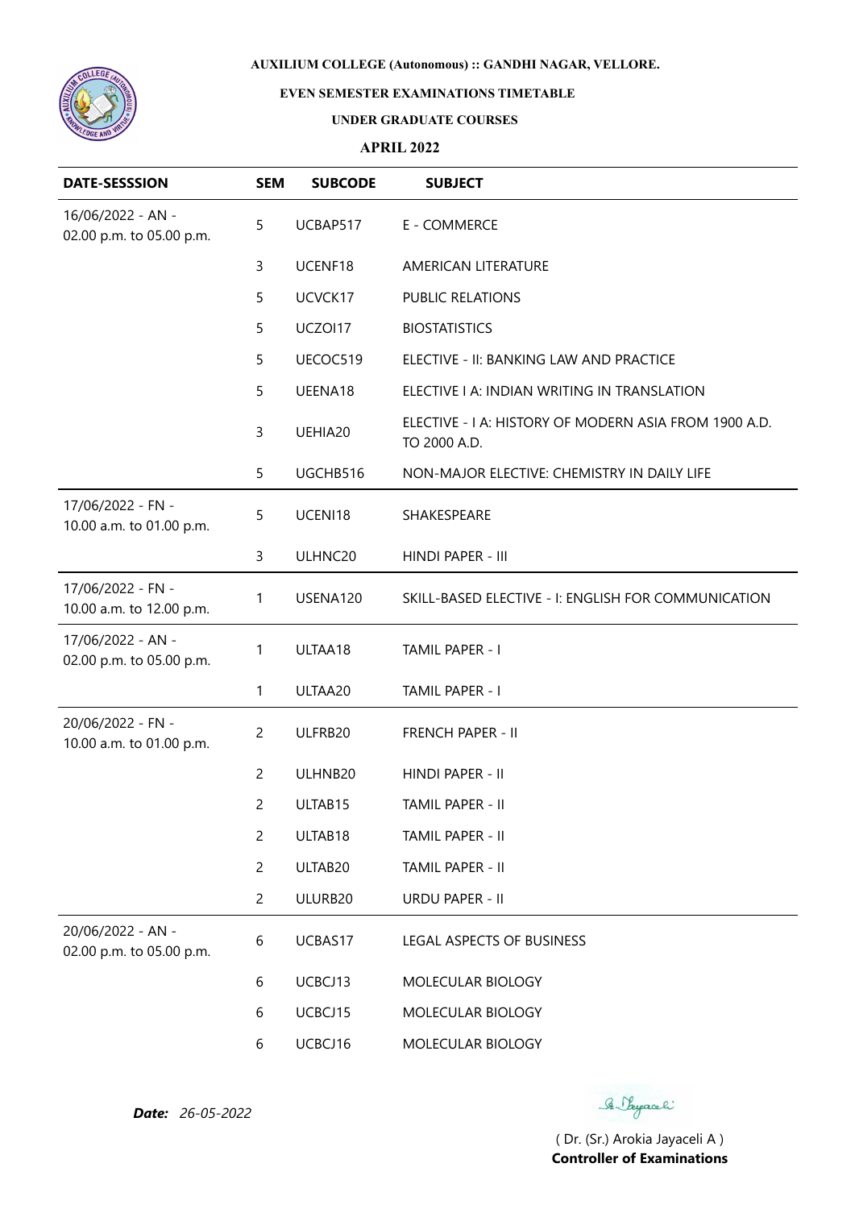**AUXILIUM COLLEGE (Autonomous) :: GANDHI NAGAR, VELLORE.**

**EVEN SEMESTER EXAMINATIONS TIMETABLE**

**UNDER GRADUATE COURSES**

**APRIL 2022**

| DATE-SESSSION | SEM | SUBCODE | SUBJECT |
|---|---|---|---|
| 16/06/2022 - AN - 02.00 p.m. to 05.00 p.m. | 5 | UCBAP517 | E - COMMERCE |
| | 3 | UCENF18 | AMERICAN LITERATURE |
| | 5 | UCVCK17 | PUBLIC RELATIONS |
| | 5 | UCZOI17 | BIOSTATISTICS |
| | 5 | UECOC519 | ELECTIVE - II: BANKING LAW AND PRACTICE |
| | 5 | UEENA18 | ELECTIVE I A: INDIAN WRITING IN TRANSLATION |
| | 3 | UEHIA20 | ELECTIVE - I A: HISTORY OF MODERN ASIA FROM 1900 A.D. TO 2000 A.D. |
| | 5 | UGCHB516 | NON-MAJOR ELECTIVE: CHEMISTRY IN DAILY LIFE |
| 17/06/2022 - FN - 10.00 a.m. to 01.00 p.m. | 5 | UCENI18 | SHAKESPEARE |
| | 3 | ULHNC20 | HINDI PAPER - III |
| 17/06/2022 - FN - 10.00 a.m. to 12.00 p.m. | 1 | USENA120 | SKILL-BASED ELECTIVE - I: ENGLISH FOR COMMUNICATION |
| 17/06/2022 - AN - 02.00 p.m. to 05.00 p.m. | 1 | ULTAA18 | TAMIL PAPER - I |
| | 1 | ULTAA20 | TAMIL PAPER - I |
| 20/06/2022 - FN - 10.00 a.m. to 01.00 p.m. | 2 | ULFRB20 | FRENCH PAPER - II |
| | 2 | ULHNB20 | HINDI PAPER - II |
| | 2 | ULTAB15 | TAMIL PAPER - II |
| | 2 | ULTAB18 | TAMIL PAPER - II |
| | 2 | ULTAB20 | TAMIL PAPER - II |
| | 2 | ULURB20 | URDU PAPER - II |
| 20/06/2022 - AN - 02.00 p.m. to 05.00 p.m. | 6 | UCBAS17 | LEGAL ASPECTS OF BUSINESS |
| | 6 | UCBCJ13 | MOLECULAR BIOLOGY |
| | 6 | UCBCJ15 | MOLECULAR BIOLOGY |
| | 6 | UCBCJ16 | MOLECULAR BIOLOGY |

***Date:*** *26-05-2022*

( Dr. (Sr.) Arokia Jayaceli A )
**Controller of Examinations**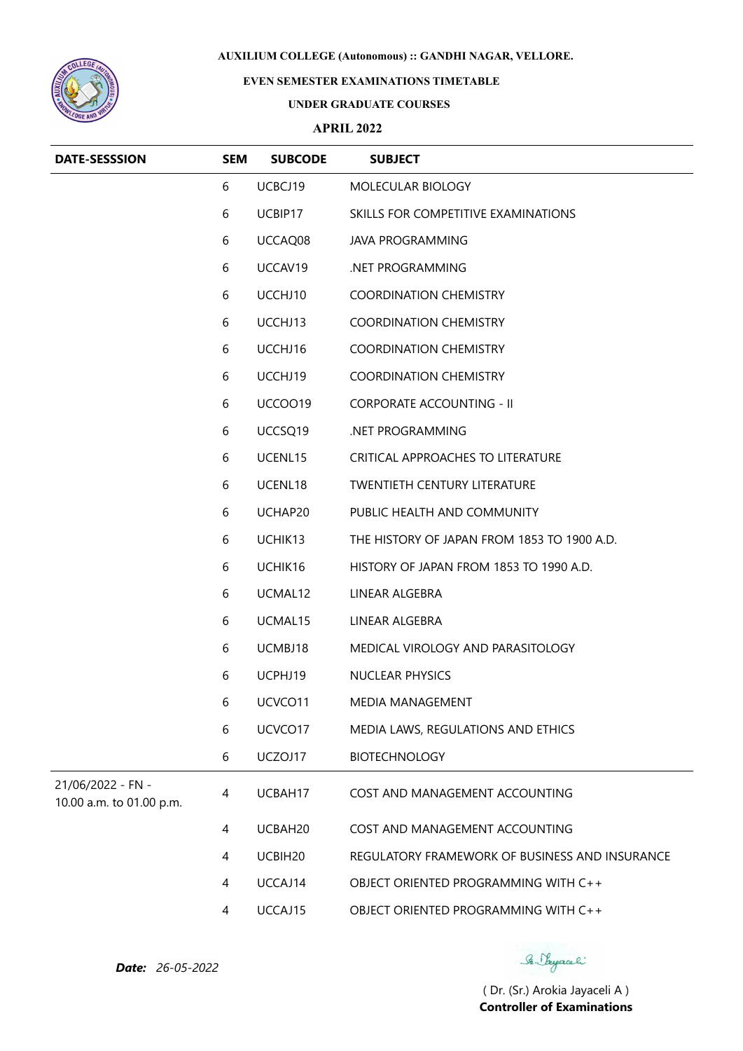**AUXILIUM COLLEGE (Autonomous) :: GANDHI NAGAR, VELLORE.**

**EVEN SEMESTER EXAMINATIONS TIMETABLE**

**UNDER GRADUATE COURSES**

**APRIL 2022**

| DATE-SESSSION | SEM | SUBCODE | SUBJECT |
|---|---|---|---|
| | 6 | UCBCJ19 | MOLECULAR BIOLOGY |
| | 6 | UCBIP17 | SKILLS FOR COMPETITIVE EXAMINATIONS |
| | 6 | UCCAQ08 | JAVA PROGRAMMING |
| | 6 | UCCAV19 | .NET PROGRAMMING |
| | 6 | UCCHJ10 | COORDINATION CHEMISTRY |
| | 6 | UCCHJ13 | COORDINATION CHEMISTRY |
| | 6 | UCCHJ16 | COORDINATION CHEMISTRY |
| | 6 | UCCHJ19 | COORDINATION CHEMISTRY |
| | 6 | UCCOO19 | CORPORATE ACCOUNTING - II |
| | 6 | UCCSQ19 | .NET PROGRAMMING |
| | 6 | UCENL15 | CRITICAL APPROACHES TO LITERATURE |
| | 6 | UCENL18 | TWENTIETH CENTURY LITERATURE |
| | 6 | UCHAP20 | PUBLIC HEALTH AND COMMUNITY |
| | 6 | UCHIK13 | THE HISTORY OF JAPAN FROM 1853 TO 1900 A.D. |
| | 6 | UCHIK16 | HISTORY OF JAPAN FROM 1853 TO 1990 A.D. |
| | 6 | UCMAL12 | LINEAR ALGEBRA |
| | 6 | UCMAL15 | LINEAR ALGEBRA |
| | 6 | UCMBJ18 | MEDICAL VIROLOGY AND PARASITOLOGY |
| | 6 | UCPHJ19 | NUCLEAR PHYSICS |
| | 6 | UCVCO11 | MEDIA MANAGEMENT |
| | 6 | UCVCO17 | MEDIA LAWS, REGULATIONS AND ETHICS |
| | 6 | UCZOJ17 | BIOTECHNOLOGY |
| 21/06/2022 - FN - 10.00 a.m. to 01.00 p.m. | 4 | UCBAH17 | COST AND MANAGEMENT ACCOUNTING |
| | 4 | UCBAH20 | COST AND MANAGEMENT ACCOUNTING |
| | 4 | UCBIH20 | REGULATORY FRAMEWORK OF BUSINESS AND INSURANCE |
| | 4 | UCCAJ14 | OBJECT ORIENTED PROGRAMMING WITH C++ |
| | 4 | UCCAJ15 | OBJECT ORIENTED PROGRAMMING WITH C++ |

***Date:*** *26-05-2022*

( Dr. (Sr.) Arokia Jayaceli A )
**Controller of Examinations**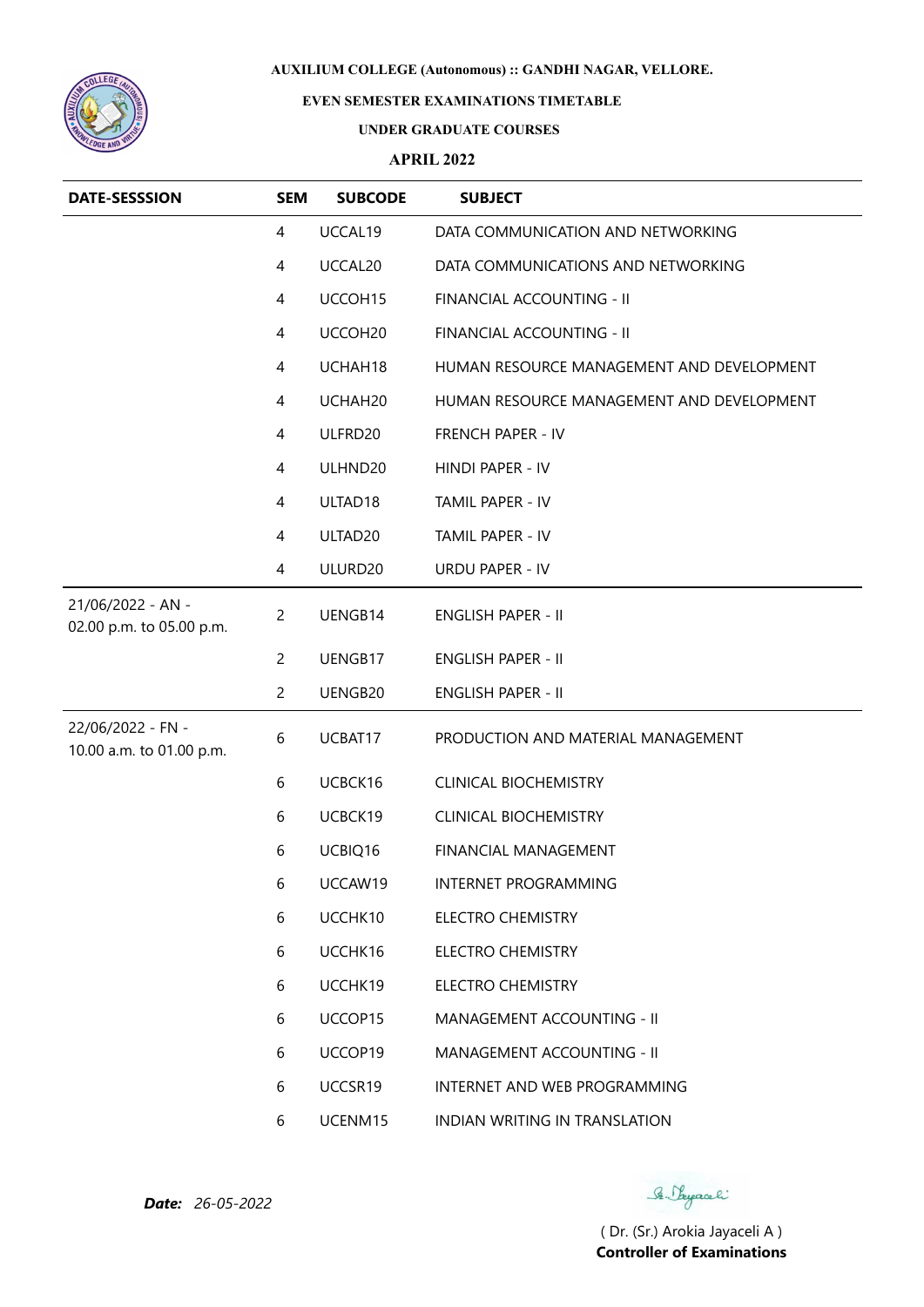**AUXILIUM COLLEGE (Autonomous) :: GANDHI NAGAR, VELLORE.**

**EVEN SEMESTER EXAMINATIONS TIMETABLE**

**UNDER GRADUATE COURSES**

**APRIL 2022**

| DATE-SESSSION | SEM | SUBCODE | SUBJECT |
|---|---|---|---|
| | 4 | UCCAL19 | DATA COMMUNICATION AND NETWORKING |
| | 4 | UCCAL20 | DATA COMMUNICATIONS AND NETWORKING |
| | 4 | UCCOH15 | FINANCIAL ACCOUNTING - II |
| | 4 | UCCOH20 | FINANCIAL ACCOUNTING - II |
| | 4 | UCHAH18 | HUMAN RESOURCE MANAGEMENT AND DEVELOPMENT |
| | 4 | UCHAH20 | HUMAN RESOURCE MANAGEMENT AND DEVELOPMENT |
| | 4 | ULFRD20 | FRENCH PAPER - IV |
| | 4 | ULHND20 | HINDI PAPER - IV |
| | 4 | ULTAD18 | TAMIL PAPER - IV |
| | 4 | ULTAD20 | TAMIL PAPER - IV |
| | 4 | ULURD20 | URDU PAPER - IV |
| 21/06/2022 - AN - 02.00 p.m. to 05.00 p.m. | 2 | UENGB14 | ENGLISH PAPER - II |
| | 2 | UENGB17 | ENGLISH PAPER - II |
| | 2 | UENGB20 | ENGLISH PAPER - II |
| 22/06/2022 - FN - 10.00 a.m. to 01.00 p.m. | 6 | UCBAT17 | PRODUCTION AND MATERIAL MANAGEMENT |
| | 6 | UCBCK16 | CLINICAL BIOCHEMISTRY |
| | 6 | UCBCK19 | CLINICAL BIOCHEMISTRY |
| | 6 | UCBIQ16 | FINANCIAL MANAGEMENT |
| | 6 | UCCAW19 | INTERNET PROGRAMMING |
| | 6 | UCCHK10 | ELECTRO CHEMISTRY |
| | 6 | UCCHK16 | ELECTRO CHEMISTRY |
| | 6 | UCCHK19 | ELECTRO CHEMISTRY |
| | 6 | UCCOP15 | MANAGEMENT ACCOUNTING - II |
| | 6 | UCCOP19 | MANAGEMENT ACCOUNTING - II |
| | 6 | UCCSR19 | INTERNET AND WEB PROGRAMMING |
| | 6 | UCENM15 | INDIAN WRITING IN TRANSLATION |

***Date:*** *26-05-2022*

( Dr. (Sr.) Arokia Jayaceli A )
**Controller of Examinations**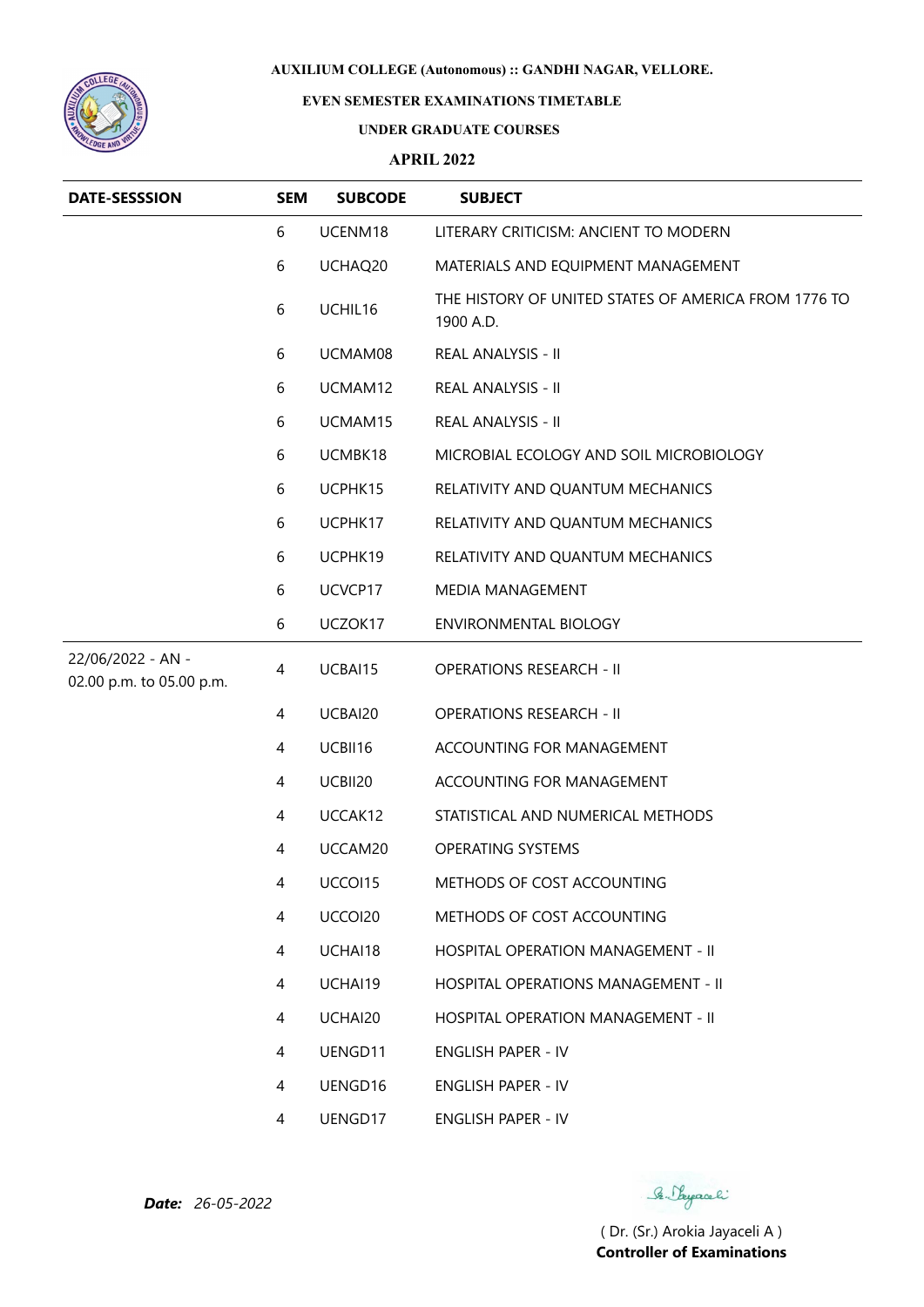**AUXILIUM COLLEGE (Autonomous) :: GANDHI NAGAR, VELLORE.**

**EVEN SEMESTER EXAMINATIONS TIMETABLE**

**UNDER GRADUATE COURSES**

**APRIL 2022**

| DATE-SESSSION | SEM | SUBCODE | SUBJECT |
|---|---|---|---|
| | 6 | UCENM18 | LITERARY CRITICISM: ANCIENT TO MODERN |
| | 6 | UCHAQ20 | MATERIALS AND EQUIPMENT MANAGEMENT |
| | 6 | UCHIL16 | THE HISTORY OF UNITED STATES OF AMERICA FROM 1776 TO 1900 A.D. |
| | 6 | UCMAM08 | REAL ANALYSIS - II |
| | 6 | UCMAM12 | REAL ANALYSIS - II |
| | 6 | UCMAM15 | REAL ANALYSIS - II |
| | 6 | UCMBK18 | MICROBIAL ECOLOGY AND SOIL MICROBIOLOGY |
| | 6 | UCPHK15 | RELATIVITY AND QUANTUM MECHANICS |
| | 6 | UCPHK17 | RELATIVITY AND QUANTUM MECHANICS |
| | 6 | UCPHK19 | RELATIVITY AND QUANTUM MECHANICS |
| | 6 | UCVCP17 | MEDIA MANAGEMENT |
| | 6 | UCZOK17 | ENVIRONMENTAL BIOLOGY |
| 22/06/2022 - AN - 02.00 p.m. to 05.00 p.m. | 4 | UCBAI15 | OPERATIONS RESEARCH - II |
| | 4 | UCBAI20 | OPERATIONS RESEARCH - II |
| | 4 | UCBII16 | ACCOUNTING FOR MANAGEMENT |
| | 4 | UCBII20 | ACCOUNTING FOR MANAGEMENT |
| | 4 | UCCAK12 | STATISTICAL AND NUMERICAL METHODS |
| | 4 | UCCAM20 | OPERATING SYSTEMS |
| | 4 | UCCOI15 | METHODS OF COST ACCOUNTING |
| | 4 | UCCOI20 | METHODS OF COST ACCOUNTING |
| | 4 | UCHAI18 | HOSPITAL OPERATION MANAGEMENT - II |
| | 4 | UCHAI19 | HOSPITAL OPERATIONS MANAGEMENT - II |
| | 4 | UCHAI20 | HOSPITAL OPERATION MANAGEMENT - II |
| | 4 | UENGD11 | ENGLISH PAPER - IV |
| | 4 | UENGD16 | ENGLISH PAPER - IV |
| | 4 | UENGD17 | ENGLISH PAPER - IV |

***Date:*** *26-05-2022*

( Dr. (Sr.) Arokia Jayaceli A )
**Controller of Examinations**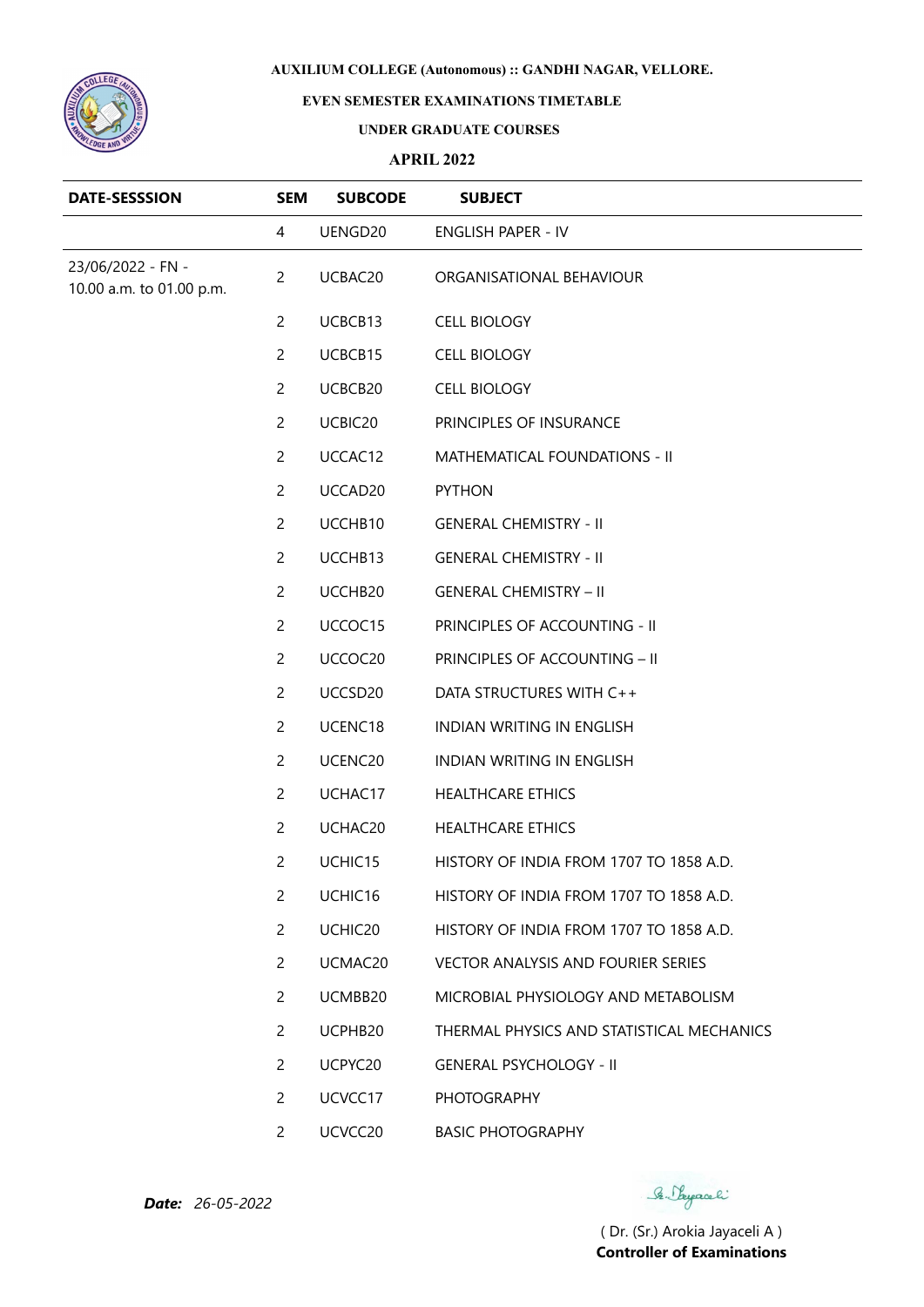**AUXILIUM COLLEGE (Autonomous) :: GANDHI NAGAR, VELLORE.**

**EVEN SEMESTER EXAMINATIONS TIMETABLE**

**UNDER GRADUATE COURSES**

**APRIL 2022**

| DATE-SESSSION | SEM | SUBCODE | SUBJECT |
|---|---|---|---|
| | 4 | UENGD20 | ENGLISH PAPER - IV |
| 23/06/2022 - FN - 10.00 a.m. to 01.00 p.m. | 2 | UCBAC20 | ORGANISATIONAL BEHAVIOUR |
| | 2 | UCBCB13 | CELL BIOLOGY |
| | 2 | UCBCB15 | CELL BIOLOGY |
| | 2 | UCBCB20 | CELL BIOLOGY |
| | 2 | UCBIC20 | PRINCIPLES OF INSURANCE |
| | 2 | UCCAC12 | MATHEMATICAL FOUNDATIONS - II |
| | 2 | UCCAD20 | PYTHON |
| | 2 | UCCHB10 | GENERAL CHEMISTRY - II |
| | 2 | UCCHB13 | GENERAL CHEMISTRY - II |
| | 2 | UCCHB20 | GENERAL CHEMISTRY – II |
| | 2 | UCCOC15 | PRINCIPLES OF ACCOUNTING - II |
| | 2 | UCCOC20 | PRINCIPLES OF ACCOUNTING – II |
| | 2 | UCCSD20 | DATA STRUCTURES WITH C++ |
| | 2 | UCENC18 | INDIAN WRITING IN ENGLISH |
| | 2 | UCENC20 | INDIAN WRITING IN ENGLISH |
| | 2 | UCHAC17 | HEALTHCARE ETHICS |
| | 2 | UCHAC20 | HEALTHCARE ETHICS |
| | 2 | UCHIC15 | HISTORY OF INDIA FROM 1707 TO 1858 A.D. |
| | 2 | UCHIC16 | HISTORY OF INDIA FROM 1707 TO 1858 A.D. |
| | 2 | UCHIC20 | HISTORY OF INDIA FROM 1707 TO 1858 A.D. |
| | 2 | UCMAC20 | VECTOR ANALYSIS AND FOURIER SERIES |
| | 2 | UCMBB20 | MICROBIAL PHYSIOLOGY AND METABOLISM |
| | 2 | UCPHB20 | THERMAL PHYSICS AND STATISTICAL MECHANICS |
| | 2 | UCPYC20 | GENERAL PSYCHOLOGY - II |
| | 2 | UCVCC17 | PHOTOGRAPHY |
| | 2 | UCVCC20 | BASIC PHOTOGRAPHY |

***Date:*** *26-05-2022*

( Dr. (Sr.) Arokia Jayaceli A )
**Controller of Examinations**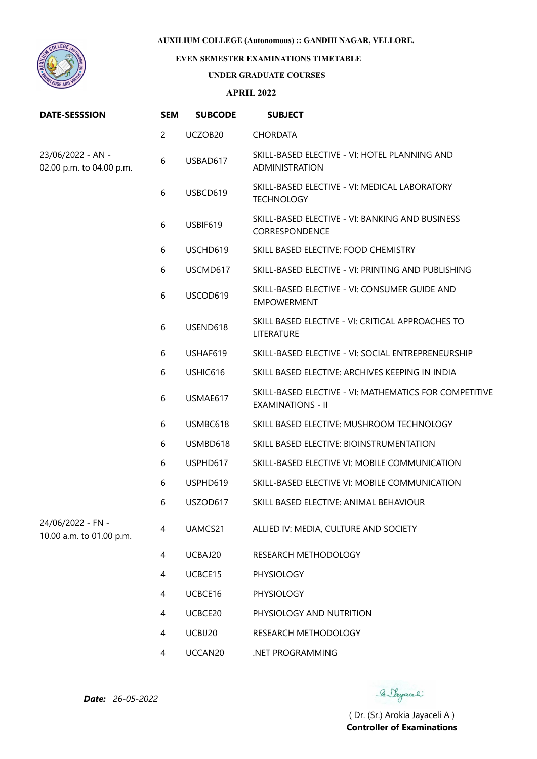**AUXILIUM COLLEGE (Autonomous) :: GANDHI NAGAR, VELLORE.**

**EVEN SEMESTER EXAMINATIONS TIMETABLE**

**UNDER GRADUATE COURSES**

**APRIL 2022**

| DATE-SESSSION | SEM | SUBCODE | SUBJECT |
|---|---|---|---|
| | 2 | UCZOB20 | CHORDATA |
| 23/06/2022 - AN - 02.00 p.m. to 04.00 p.m. | 6 | USBAD617 | SKILL-BASED ELECTIVE - VI: HOTEL PLANNING AND ADMINISTRATION |
| | 6 | USBCD619 | SKILL-BASED ELECTIVE - VI: MEDICAL LABORATORY TECHNOLOGY |
| | 6 | USBIF619 | SKILL-BASED ELECTIVE - VI: BANKING AND BUSINESS CORRESPONDENCE |
| | 6 | USCHD619 | SKILL BASED ELECTIVE: FOOD CHEMISTRY |
| | 6 | USCMD617 | SKILL-BASED ELECTIVE - VI: PRINTING AND PUBLISHING |
| | 6 | USCOD619 | SKILL-BASED ELECTIVE - VI: CONSUMER GUIDE AND EMPOWERMENT |
| | 6 | USEND618 | SKILL BASED ELECTIVE - VI: CRITICAL APPROACHES TO LITERATURE |
| | 6 | USHAF619 | SKILL-BASED ELECTIVE - VI: SOCIAL ENTREPRENEURSHIP |
| | 6 | USHIC616 | SKILL BASED ELECTIVE: ARCHIVES KEEPING IN INDIA |
| | 6 | USMAE617 | SKILL-BASED ELECTIVE - VI: MATHEMATICS FOR COMPETITIVE EXAMINATIONS - II |
| | 6 | USMBC618 | SKILL BASED ELECTIVE: MUSHROOM TECHNOLOGY |
| | 6 | USMBD618 | SKILL BASED ELECTIVE: BIOINSTRUMENTATION |
| | 6 | USPHD617 | SKILL-BASED ELECTIVE VI: MOBILE COMMUNICATION |
| | 6 | USPHD619 | SKILL-BASED ELECTIVE VI: MOBILE COMMUNICATION |
| | 6 | USZOD617 | SKILL BASED ELECTIVE: ANIMAL BEHAVIOUR |
| 24/06/2022 - FN - 10.00 a.m. to 01.00 p.m. | 4 | UAMCS21 | ALLIED IV: MEDIA, CULTURE AND SOCIETY |
| | 4 | UCBAJ20 | RESEARCH METHODOLOGY |
| | 4 | UCBCE15 | PHYSIOLOGY |
| | 4 | UCBCE16 | PHYSIOLOGY |
| | 4 | UCBCE20 | PHYSIOLOGY AND NUTRITION |
| | 4 | UCBIJ20 | RESEARCH METHODOLOGY |
| | 4 | UCCAN20 | .NET PROGRAMMING |

***Date:*** *26-05-2022*

( Dr. (Sr.) Arokia Jayaceli A )
**Controller of Examinations**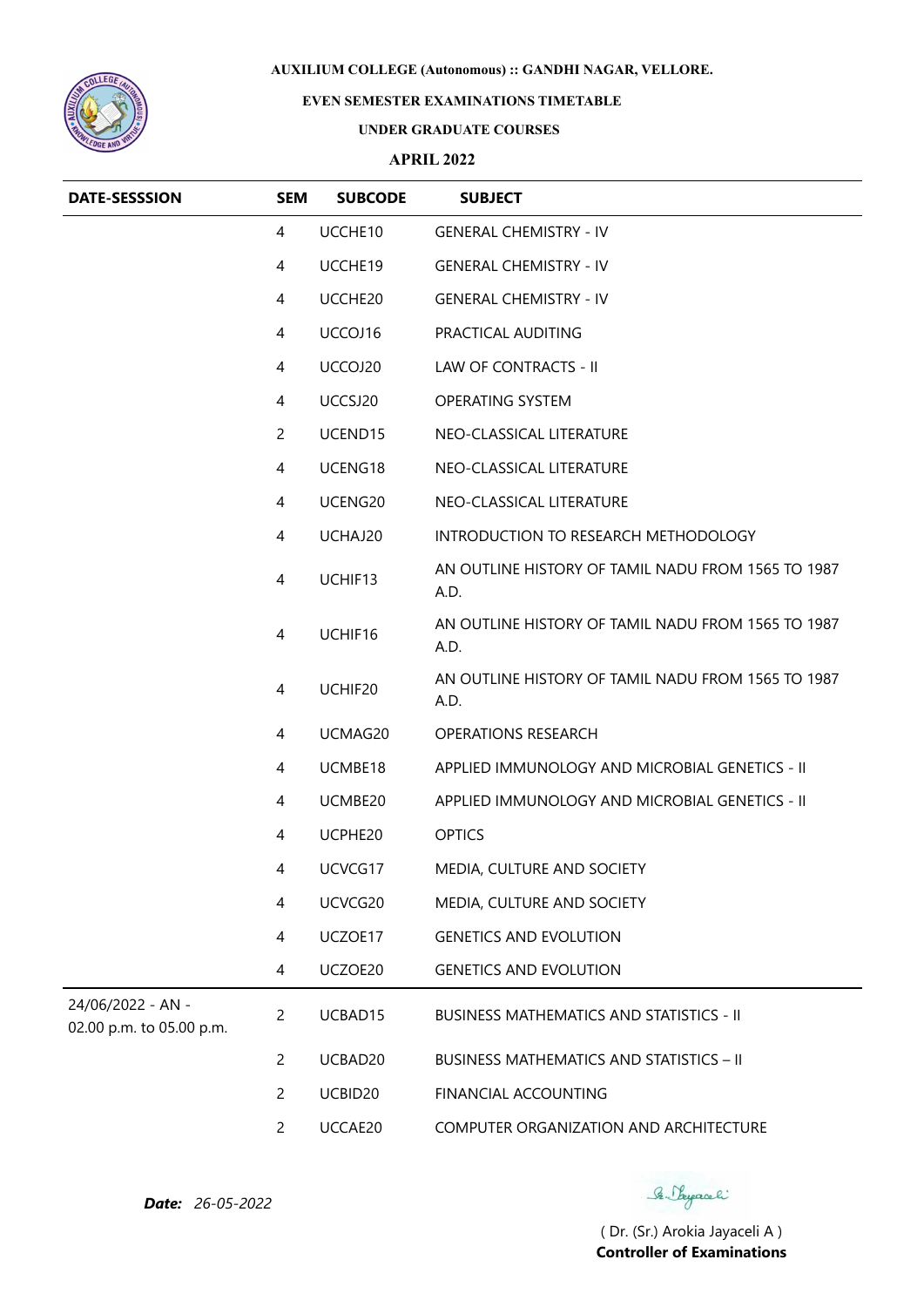**AUXILIUM COLLEGE (Autonomous) :: GANDHI NAGAR, VELLORE.**

**EVEN SEMESTER EXAMINATIONS TIMETABLE**

**UNDER GRADUATE COURSES**

**APRIL 2022**

| DATE-SESSSION | SEM | SUBCODE | SUBJECT |
|---|---|---|---|
| | 4 | UCCHE10 | GENERAL CHEMISTRY - IV |
| | 4 | UCCHE19 | GENERAL CHEMISTRY - IV |
| | 4 | UCCHE20 | GENERAL CHEMISTRY - IV |
| | 4 | UCCOJ16 | PRACTICAL AUDITING |
| | 4 | UCCOJ20 | LAW OF CONTRACTS - II |
| | 4 | UCCSJ20 | OPERATING SYSTEM |
| | 2 | UCEND15 | NEO-CLASSICAL LITERATURE |
| | 4 | UCENG18 | NEO-CLASSICAL LITERATURE |
| | 4 | UCENG20 | NEO-CLASSICAL LITERATURE |
| | 4 | UCHAJ20 | INTRODUCTION TO RESEARCH METHODOLOGY |
| | 4 | UCHIF13 | AN OUTLINE HISTORY OF TAMIL NADU FROM 1565 TO 1987 A.D. |
| | 4 | UCHIF16 | AN OUTLINE HISTORY OF TAMIL NADU FROM 1565 TO 1987 A.D. |
| | 4 | UCHIF20 | AN OUTLINE HISTORY OF TAMIL NADU FROM 1565 TO 1987 A.D. |
| | 4 | UCMAG20 | OPERATIONS RESEARCH |
| | 4 | UCMBE18 | APPLIED IMMUNOLOGY AND MICROBIAL GENETICS - II |
| | 4 | UCMBE20 | APPLIED IMMUNOLOGY AND MICROBIAL GENETICS - II |
| | 4 | UCPHE20 | OPTICS |
| | 4 | UCVCG17 | MEDIA, CULTURE AND SOCIETY |
| | 4 | UCVCG20 | MEDIA, CULTURE AND SOCIETY |
| | 4 | UCZOE17 | GENETICS AND EVOLUTION |
| | 4 | UCZOE20 | GENETICS AND EVOLUTION |
| 24/06/2022 - AN - 02.00 p.m. to 05.00 p.m. | 2 | UCBAD15 | BUSINESS MATHEMATICS AND STATISTICS - II |
| | 2 | UCBAD20 | BUSINESS MATHEMATICS AND STATISTICS – II |
| | 2 | UCBID20 | FINANCIAL ACCOUNTING |
| | 2 | UCCAE20 | COMPUTER ORGANIZATION AND ARCHITECTURE |

***Date:*** *26-05-2022*

( Dr. (Sr.) Arokia Jayaceli A )
**Controller of Examinations**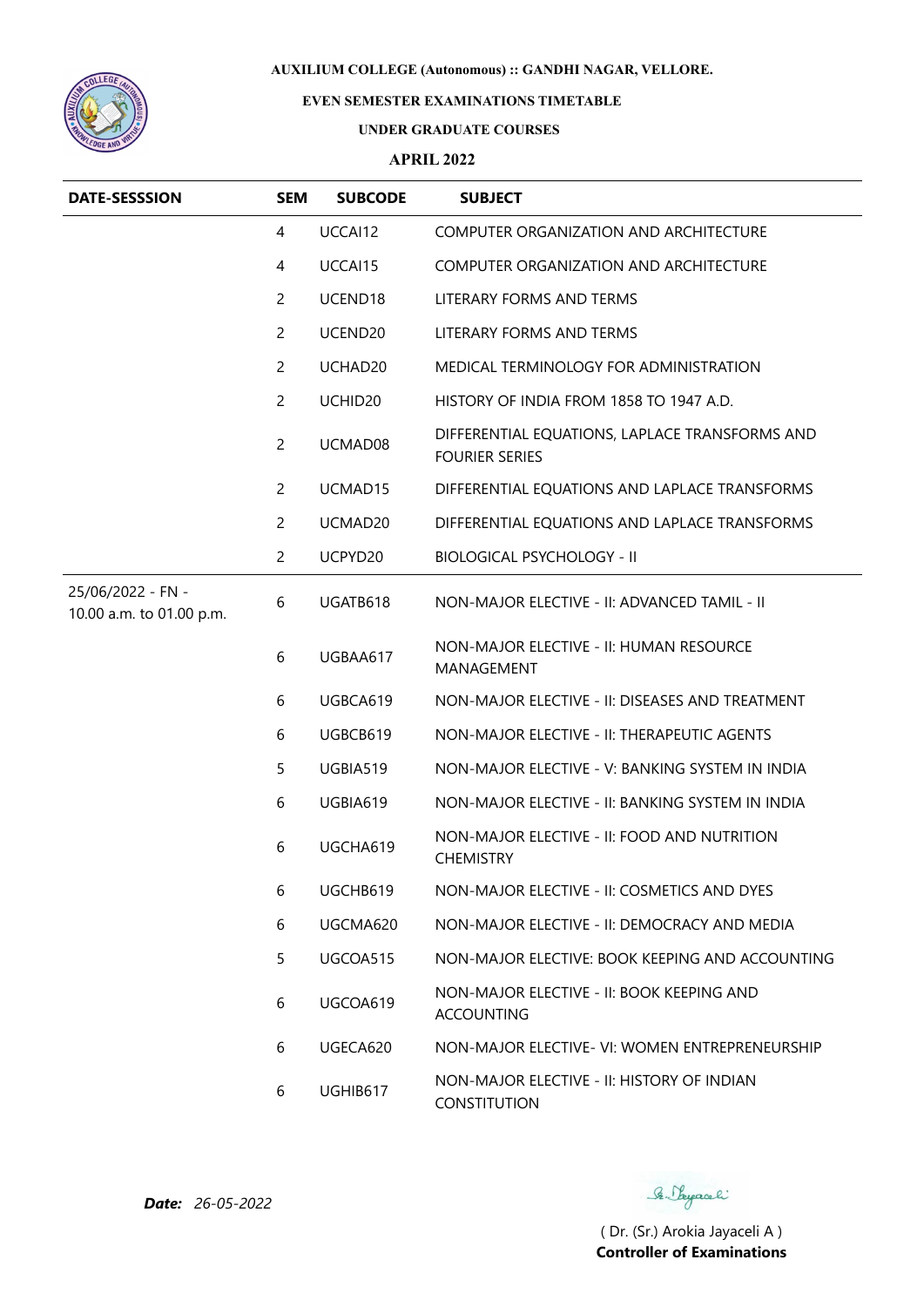**AUXILIUM COLLEGE (Autonomous) :: GANDHI NAGAR, VELLORE.**

**EVEN SEMESTER EXAMINATIONS TIMETABLE**

**UNDER GRADUATE COURSES**

**APRIL 2022**

| DATE-SESSSION | SEM | SUBCODE | SUBJECT |
|---|---|---|---|
| | 4 | UCCAI12 | COMPUTER ORGANIZATION AND ARCHITECTURE |
| | 4 | UCCAI15 | COMPUTER ORGANIZATION AND ARCHITECTURE |
| | 2 | UCEND18 | LITERARY FORMS AND TERMS |
| | 2 | UCEND20 | LITERARY FORMS AND TERMS |
| | 2 | UCHAD20 | MEDICAL TERMINOLOGY FOR ADMINISTRATION |
| | 2 | UCHID20 | HISTORY OF INDIA FROM 1858 TO 1947 A.D. |
| | 2 | UCMAD08 | DIFFERENTIAL EQUATIONS, LAPLACE TRANSFORMS AND FOURIER SERIES |
| | 2 | UCMAD15 | DIFFERENTIAL EQUATIONS AND LAPLACE TRANSFORMS |
| | 2 | UCMAD20 | DIFFERENTIAL EQUATIONS AND LAPLACE TRANSFORMS |
| | 2 | UCPYD20 | BIOLOGICAL PSYCHOLOGY - II |
| 25/06/2022 - FN - 10.00 a.m. to 01.00 p.m. | 6 | UGATB618 | NON-MAJOR ELECTIVE - II: ADVANCED TAMIL - II |
| | 6 | UGBAA617 | NON-MAJOR ELECTIVE - II: HUMAN RESOURCE MANAGEMENT |
| | 6 | UGBCA619 | NON-MAJOR ELECTIVE - II: DISEASES AND TREATMENT |
| | 6 | UGBCB619 | NON-MAJOR ELECTIVE - II: THERAPEUTIC AGENTS |
| | 5 | UGBIA519 | NON-MAJOR ELECTIVE - V: BANKING SYSTEM IN INDIA |
| | 6 | UGBIA619 | NON-MAJOR ELECTIVE - II: BANKING SYSTEM IN INDIA |
| | 6 | UGCHA619 | NON-MAJOR ELECTIVE - II: FOOD AND NUTRITION CHEMISTRY |
| | 6 | UGCHB619 | NON-MAJOR ELECTIVE - II: COSMETICS AND DYES |
| | 6 | UGCMA620 | NON-MAJOR ELECTIVE - II: DEMOCRACY AND MEDIA |
| | 5 | UGCOA515 | NON-MAJOR ELECTIVE: BOOK KEEPING AND ACCOUNTING |
| | 6 | UGCOA619 | NON-MAJOR ELECTIVE - II: BOOK KEEPING AND ACCOUNTING |
| | 6 | UGECA620 | NON-MAJOR ELECTIVE- VI: WOMEN ENTREPRENEURSHIP |
| | 6 | UGHIB617 | NON-MAJOR ELECTIVE - II: HISTORY OF INDIAN CONSTITUTION |

***Date:*** *26-05-2022*

( Dr. (Sr.) Arokia Jayaceli A )
**Controller of Examinations**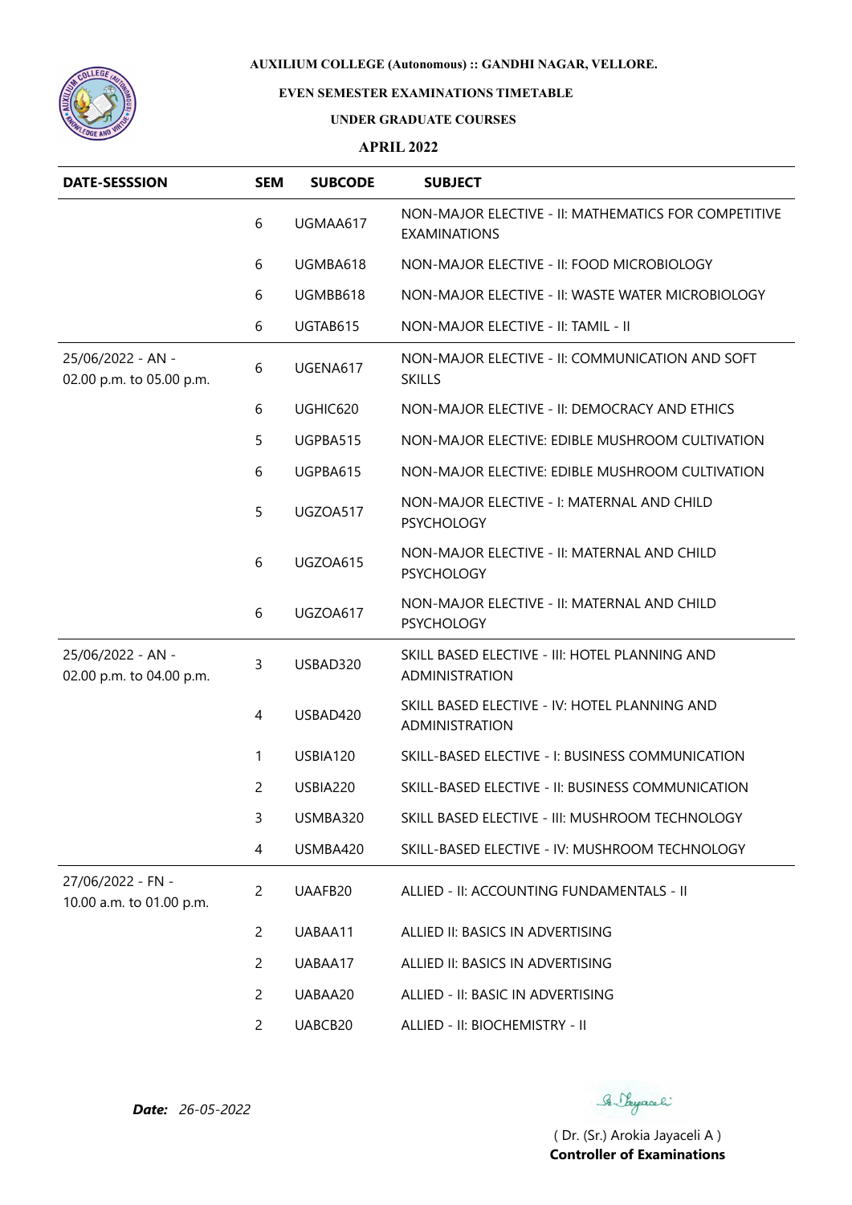**AUXILIUM COLLEGE (Autonomous) :: GANDHI NAGAR, VELLORE.**

**EVEN SEMESTER EXAMINATIONS TIMETABLE**

**UNDER GRADUATE COURSES**

**APRIL 2022**

| DATE-SESSSION | SEM | SUBCODE | SUBJECT |
|---|---|---|---|
| | 6 | UGMAA617 | NON-MAJOR ELECTIVE - II: MATHEMATICS FOR COMPETITIVE EXAMINATIONS |
| | 6 | UGMBA618 | NON-MAJOR ELECTIVE - II: FOOD MICROBIOLOGY |
| | 6 | UGMBB618 | NON-MAJOR ELECTIVE - II: WASTE WATER MICROBIOLOGY |
| | 6 | UGTAB615 | NON-MAJOR ELECTIVE - II: TAMIL - II |
| 25/06/2022 - AN - 02.00 p.m. to 05.00 p.m. | 6 | UGENA617 | NON-MAJOR ELECTIVE - II: COMMUNICATION AND SOFT SKILLS |
| | 6 | UGHIC620 | NON-MAJOR ELECTIVE - II: DEMOCRACY AND ETHICS |
| | 5 | UGPBA515 | NON-MAJOR ELECTIVE: EDIBLE MUSHROOM CULTIVATION |
| | 6 | UGPBA615 | NON-MAJOR ELECTIVE: EDIBLE MUSHROOM CULTIVATION |
| | 5 | UGZOA517 | NON-MAJOR ELECTIVE - I: MATERNAL AND CHILD PSYCHOLOGY |
| | 6 | UGZOA615 | NON-MAJOR ELECTIVE - II: MATERNAL AND CHILD PSYCHOLOGY |
| | 6 | UGZOA617 | NON-MAJOR ELECTIVE - II: MATERNAL AND CHILD PSYCHOLOGY |
| 25/06/2022 - AN - 02.00 p.m. to 04.00 p.m. | 3 | USBAD320 | SKILL BASED ELECTIVE - III: HOTEL PLANNING AND ADMINISTRATION |
| | 4 | USBAD420 | SKILL BASED ELECTIVE - IV: HOTEL PLANNING AND ADMINISTRATION |
| | 1 | USBIA120 | SKILL-BASED ELECTIVE - I: BUSINESS COMMUNICATION |
| | 2 | USBIA220 | SKILL-BASED ELECTIVE - II: BUSINESS COMMUNICATION |
| | 3 | USMBA320 | SKILL BASED ELECTIVE - III: MUSHROOM TECHNOLOGY |
| | 4 | USMBA420 | SKILL-BASED ELECTIVE - IV: MUSHROOM TECHNOLOGY |
| 27/06/2022 - FN - 10.00 a.m. to 01.00 p.m. | 2 | UAAFB20 | ALLIED - II: ACCOUNTING FUNDAMENTALS - II |
| | 2 | UABAA11 | ALLIED II: BASICS IN ADVERTISING |
| | 2 | UABAA17 | ALLIED II: BASICS IN ADVERTISING |
| | 2 | UABAA20 | ALLIED - II: BASIC IN ADVERTISING |
| | 2 | UABCB20 | ALLIED - II: BIOCHEMISTRY - II |

***Date:*** *26-05-2022*

( Dr. (Sr.) Arokia Jayaceli A )
**Controller of Examinations**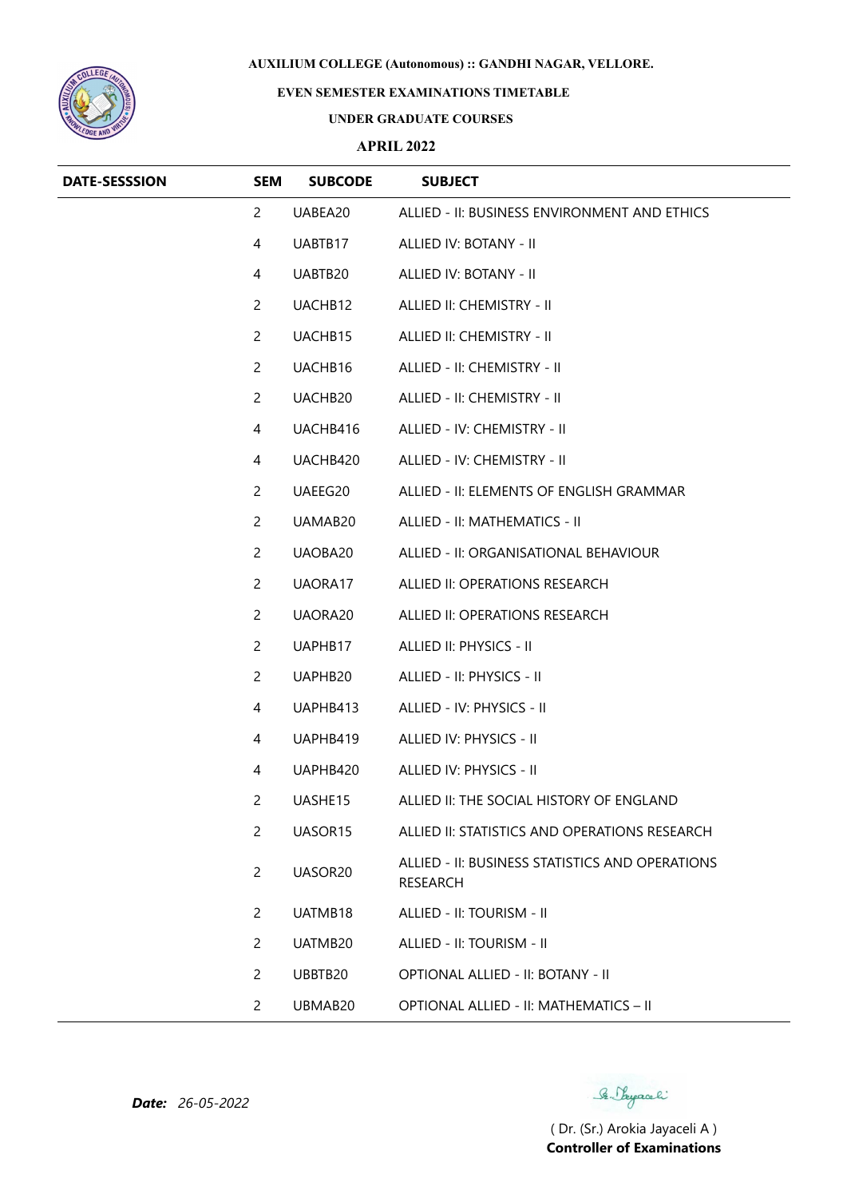**AUXILIUM COLLEGE (Autonomous) :: GANDHI NAGAR, VELLORE.**

**EVEN SEMESTER EXAMINATIONS TIMETABLE**

**UNDER GRADUATE COURSES**

**APRIL 2022**

| DATE-SESSSION | SEM | SUBCODE | SUBJECT |
|---|---|---|---|
| | 2 | UABEA20 | ALLIED - II: BUSINESS ENVIRONMENT AND ETHICS |
| | 4 | UABTB17 | ALLIED IV: BOTANY - II |
| | 4 | UABTB20 | ALLIED IV: BOTANY - II |
| | 2 | UACHB12 | ALLIED II: CHEMISTRY - II |
| | 2 | UACHB15 | ALLIED II: CHEMISTRY - II |
| | 2 | UACHB16 | ALLIED - II: CHEMISTRY - II |
| | 2 | UACHB20 | ALLIED - II: CHEMISTRY - II |
| | 4 | UACHB416 | ALLIED - IV: CHEMISTRY - II |
| | 4 | UACHB420 | ALLIED - IV: CHEMISTRY - II |
| | 2 | UAEEG20 | ALLIED - II: ELEMENTS OF ENGLISH GRAMMAR |
| | 2 | UAMAB20 | ALLIED - II: MATHEMATICS - II |
| | 2 | UAOBA20 | ALLIED - II: ORGANISATIONAL BEHAVIOUR |
| | 2 | UAORA17 | ALLIED II: OPERATIONS RESEARCH |
| | 2 | UAORA20 | ALLIED II: OPERATIONS RESEARCH |
| | 2 | UAPHB17 | ALLIED II: PHYSICS - II |
| | 2 | UAPHB20 | ALLIED - II: PHYSICS - II |
| | 4 | UAPHB413 | ALLIED - IV: PHYSICS - II |
| | 4 | UAPHB419 | ALLIED IV: PHYSICS - II |
| | 4 | UAPHB420 | ALLIED IV: PHYSICS - II |
| | 2 | UASHE15 | ALLIED II: THE SOCIAL HISTORY OF ENGLAND |
| | 2 | UASOR15 | ALLIED II: STATISTICS AND OPERATIONS RESEARCH |
| | 2 | UASOR20 | ALLIED - II: BUSINESS STATISTICS AND OPERATIONS RESEARCH |
| | 2 | UATMB18 | ALLIED - II: TOURISM - II |
| | 2 | UATMB20 | ALLIED - II: TOURISM - II |
| | 2 | UBBTB20 | OPTIONAL ALLIED - II: BOTANY - II |
| | 2 | UBMAB20 | OPTIONAL ALLIED - II: MATHEMATICS – II |

***Date:*** *26-05-2022*

( Dr. (Sr.) Arokia Jayaceli A )
**Controller of Examinations**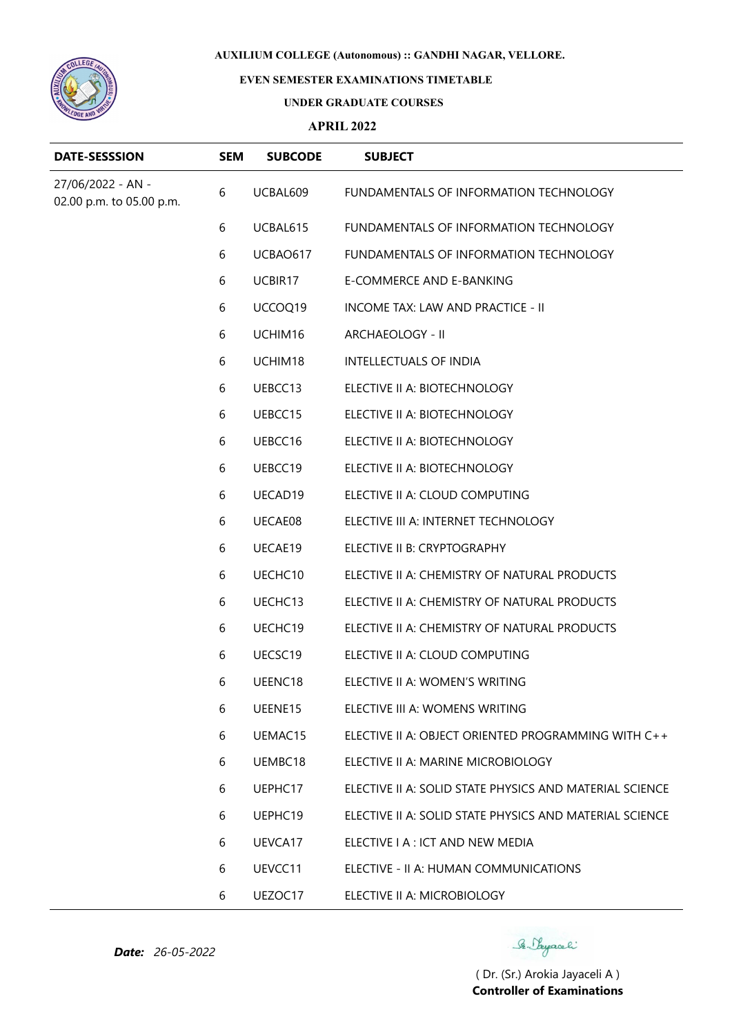**AUXILIUM COLLEGE (Autonomous) :: GANDHI NAGAR, VELLORE.**

**EVEN SEMESTER EXAMINATIONS TIMETABLE**

**UNDER GRADUATE COURSES**

**APRIL 2022**

| DATE-SESSSION | SEM | SUBCODE | SUBJECT |
|---|---|---|---|
| 27/06/2022 - AN - 02.00 p.m. to 05.00 p.m. | 6 | UCBAL609 | FUNDAMENTALS OF INFORMATION TECHNOLOGY |
| | 6 | UCBAL615 | FUNDAMENTALS OF INFORMATION TECHNOLOGY |
| | 6 | UCBAO617 | FUNDAMENTALS OF INFORMATION TECHNOLOGY |
| | 6 | UCBIR17 | E-COMMERCE AND E-BANKING |
| | 6 | UCCOQ19 | INCOME TAX: LAW AND PRACTICE - II |
| | 6 | UCHIM16 | ARCHAEOLOGY - II |
| | 6 | UCHIM18 | INTELLECTUALS OF INDIA |
| | 6 | UEBCC13 | ELECTIVE II A: BIOTECHNOLOGY |
| | 6 | UEBCC15 | ELECTIVE II A: BIOTECHNOLOGY |
| | 6 | UEBCC16 | ELECTIVE II A: BIOTECHNOLOGY |
| | 6 | UEBCC19 | ELECTIVE II A: BIOTECHNOLOGY |
| | 6 | UECAD19 | ELECTIVE II A: CLOUD COMPUTING |
| | 6 | UECAE08 | ELECTIVE III A: INTERNET TECHNOLOGY |
| | 6 | UECAE19 | ELECTIVE II B: CRYPTOGRAPHY |
| | 6 | UECHC10 | ELECTIVE II A: CHEMISTRY OF NATURAL PRODUCTS |
| | 6 | UECHC13 | ELECTIVE II A: CHEMISTRY OF NATURAL PRODUCTS |
| | 6 | UECHC19 | ELECTIVE II A: CHEMISTRY OF NATURAL PRODUCTS |
| | 6 | UECSC19 | ELECTIVE II A: CLOUD COMPUTING |
| | 6 | UEENC18 | ELECTIVE II A: WOMEN'S WRITING |
| | 6 | UEENE15 | ELECTIVE III A: WOMENS WRITING |
| | 6 | UEMAC15 | ELECTIVE II A: OBJECT ORIENTED PROGRAMMING WITH C++ |
| | 6 | UEMBC18 | ELECTIVE II A: MARINE MICROBIOLOGY |
| | 6 | UEPHC17 | ELECTIVE II A: SOLID STATE PHYSICS AND MATERIAL SCIENCE |
| | 6 | UEPHC19 | ELECTIVE II A: SOLID STATE PHYSICS AND MATERIAL SCIENCE |
| | 6 | UEVCA17 | ELECTIVE I A : ICT AND NEW MEDIA |
| | 6 | UEVCC11 | ELECTIVE - II A: HUMAN COMMUNICATIONS |
| | 6 | UEZOC17 | ELECTIVE II A: MICROBIOLOGY |

***Date:*** *26-05-2022*

( Dr. (Sr.) Arokia Jayaceli A )
**Controller of Examinations**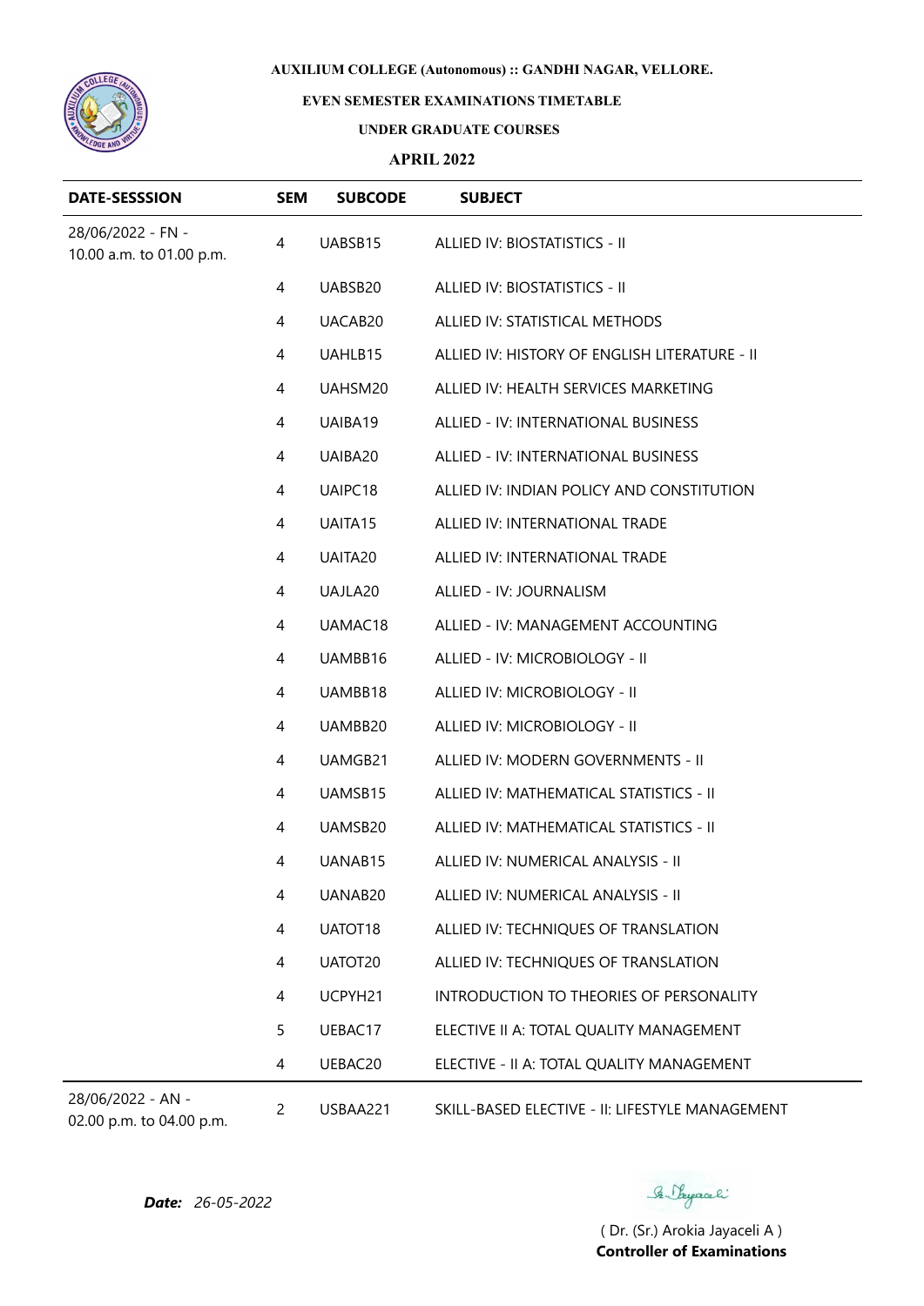**AUXILIUM COLLEGE (Autonomous) :: GANDHI NAGAR, VELLORE.**

**EVEN SEMESTER EXAMINATIONS TIMETABLE**

**UNDER GRADUATE COURSES**

**APRIL 2022**

| DATE-SESSSION | SEM | SUBCODE | SUBJECT |
|---|---|---|---|
| 28/06/2022 - FN - 10.00 a.m. to 01.00 p.m. | 4 | UABSB15 | ALLIED IV: BIOSTATISTICS - II |
| | 4 | UABSB20 | ALLIED IV: BIOSTATISTICS - II |
| | 4 | UACAB20 | ALLIED IV: STATISTICAL METHODS |
| | 4 | UAHLB15 | ALLIED IV: HISTORY OF ENGLISH LITERATURE - II |
| | 4 | UAHSM20 | ALLIED IV: HEALTH SERVICES MARKETING |
| | 4 | UAIBA19 | ALLIED - IV: INTERNATIONAL BUSINESS |
| | 4 | UAIBA20 | ALLIED - IV: INTERNATIONAL BUSINESS |
| | 4 | UAIPC18 | ALLIED IV: INDIAN POLICY AND CONSTITUTION |
| | 4 | UAITA15 | ALLIED IV: INTERNATIONAL TRADE |
| | 4 | UAITA20 | ALLIED IV: INTERNATIONAL TRADE |
| | 4 | UAJLA20 | ALLIED - IV: JOURNALISM |
| | 4 | UAMAC18 | ALLIED - IV: MANAGEMENT ACCOUNTING |
| | 4 | UAMBB16 | ALLIED - IV: MICROBIOLOGY - II |
| | 4 | UAMBB18 | ALLIED IV: MICROBIOLOGY - II |
| | 4 | UAMBB20 | ALLIED IV: MICROBIOLOGY - II |
| | 4 | UAMGB21 | ALLIED IV: MODERN GOVERNMENTS - II |
| | 4 | UAMSB15 | ALLIED IV: MATHEMATICAL STATISTICS - II |
| | 4 | UAMSB20 | ALLIED IV: MATHEMATICAL STATISTICS - II |
| | 4 | UANAB15 | ALLIED IV: NUMERICAL ANALYSIS - II |
| | 4 | UANAB20 | ALLIED IV: NUMERICAL ANALYSIS - II |
| | 4 | UATOT18 | ALLIED IV: TECHNIQUES OF TRANSLATION |
| | 4 | UATOT20 | ALLIED IV: TECHNIQUES OF TRANSLATION |
| | 4 | UCPYH21 | INTRODUCTION TO THEORIES OF PERSONALITY |
| | 5 | UEBAC17 | ELECTIVE II A: TOTAL QUALITY MANAGEMENT |
| | 4 | UEBAC20 | ELECTIVE - II A: TOTAL QUALITY MANAGEMENT |
| 28/06/2022 - AN - 02.00 p.m. to 04.00 p.m. | 2 | USBAA221 | SKILL-BASED ELECTIVE - II: LIFESTYLE MANAGEMENT |

***Date:*** *26-05-2022*

( Dr. (Sr.) Arokia Jayaceli A )
**Controller of Examinations**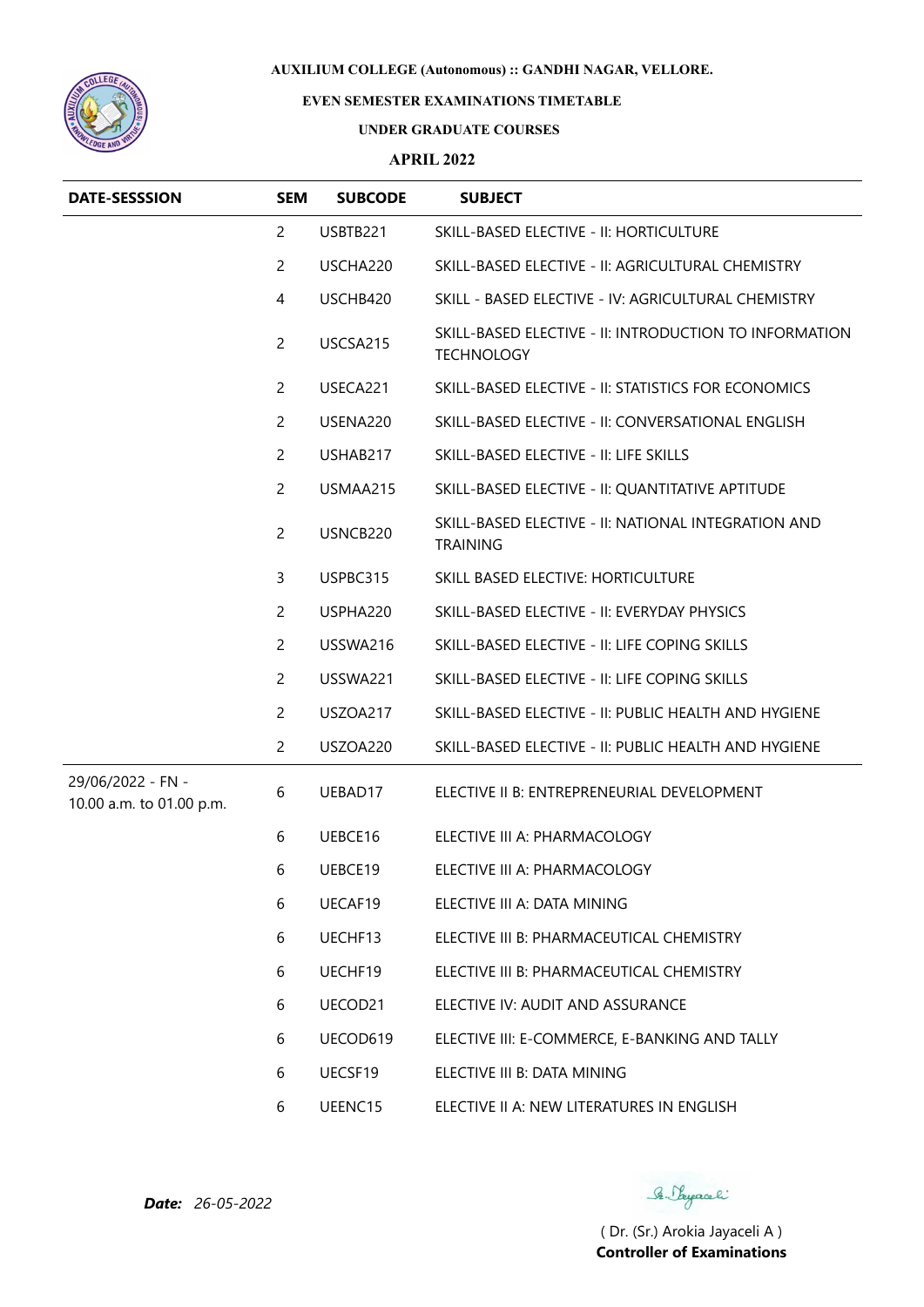**AUXILIUM COLLEGE (Autonomous) :: GANDHI NAGAR, VELLORE.**

**EVEN SEMESTER EXAMINATIONS TIMETABLE**

**UNDER GRADUATE COURSES**

**APRIL 2022**

| DATE-SESSSION | SEM | SUBCODE | SUBJECT |
|---|---|---|---|
| | 2 | USBTB221 | SKILL-BASED ELECTIVE - II: HORTICULTURE |
| | 2 | USCHA220 | SKILL-BASED ELECTIVE - II: AGRICULTURAL CHEMISTRY |
| | 4 | USCHB420 | SKILL - BASED ELECTIVE - IV: AGRICULTURAL CHEMISTRY |
| | 2 | USCSA215 | SKILL-BASED ELECTIVE - II: INTRODUCTION TO INFORMATION TECHNOLOGY |
| | 2 | USECA221 | SKILL-BASED ELECTIVE - II: STATISTICS FOR ECONOMICS |
| | 2 | USENA220 | SKILL-BASED ELECTIVE - II: CONVERSATIONAL ENGLISH |
| | 2 | USHAB217 | SKILL-BASED ELECTIVE - II: LIFE SKILLS |
| | 2 | USMAA215 | SKILL-BASED ELECTIVE - II: QUANTITATIVE APTITUDE |
| | 2 | USNCB220 | SKILL-BASED ELECTIVE - II: NATIONAL INTEGRATION AND TRAINING |
| | 3 | USPBC315 | SKILL BASED ELECTIVE: HORTICULTURE |
| | 2 | USPHA220 | SKILL-BASED ELECTIVE - II: EVERYDAY PHYSICS |
| | 2 | USSWA216 | SKILL-BASED ELECTIVE - II: LIFE COPING SKILLS |
| | 2 | USSWA221 | SKILL-BASED ELECTIVE - II: LIFE COPING SKILLS |
| | 2 | USZOA217 | SKILL-BASED ELECTIVE - II: PUBLIC HEALTH AND HYGIENE |
| | 2 | USZOA220 | SKILL-BASED ELECTIVE - II: PUBLIC HEALTH AND HYGIENE |
| 29/06/2022 - FN - 10.00 a.m. to 01.00 p.m. | 6 | UEBAD17 | ELECTIVE II B: ENTREPRENEURIAL DEVELOPMENT |
| | 6 | UEBCE16 | ELECTIVE III A: PHARMACOLOGY |
| | 6 | UEBCE19 | ELECTIVE III A: PHARMACOLOGY |
| | 6 | UECAF19 | ELECTIVE III A: DATA MINING |
| | 6 | UECHF13 | ELECTIVE III B: PHARMACEUTICAL CHEMISTRY |
| | 6 | UECHF19 | ELECTIVE III B: PHARMACEUTICAL CHEMISTRY |
| | 6 | UECOD21 | ELECTIVE IV: AUDIT AND ASSURANCE |
| | 6 | UECOD619 | ELECTIVE III: E-COMMERCE, E-BANKING AND TALLY |
| | 6 | UECSF19 | ELECTIVE III B: DATA MINING |
| | 6 | UEENC15 | ELECTIVE II A: NEW LITERATURES IN ENGLISH |

***Date:*** *26-05-2022*

( Dr. (Sr.) Arokia Jayaceli A )
**Controller of Examinations**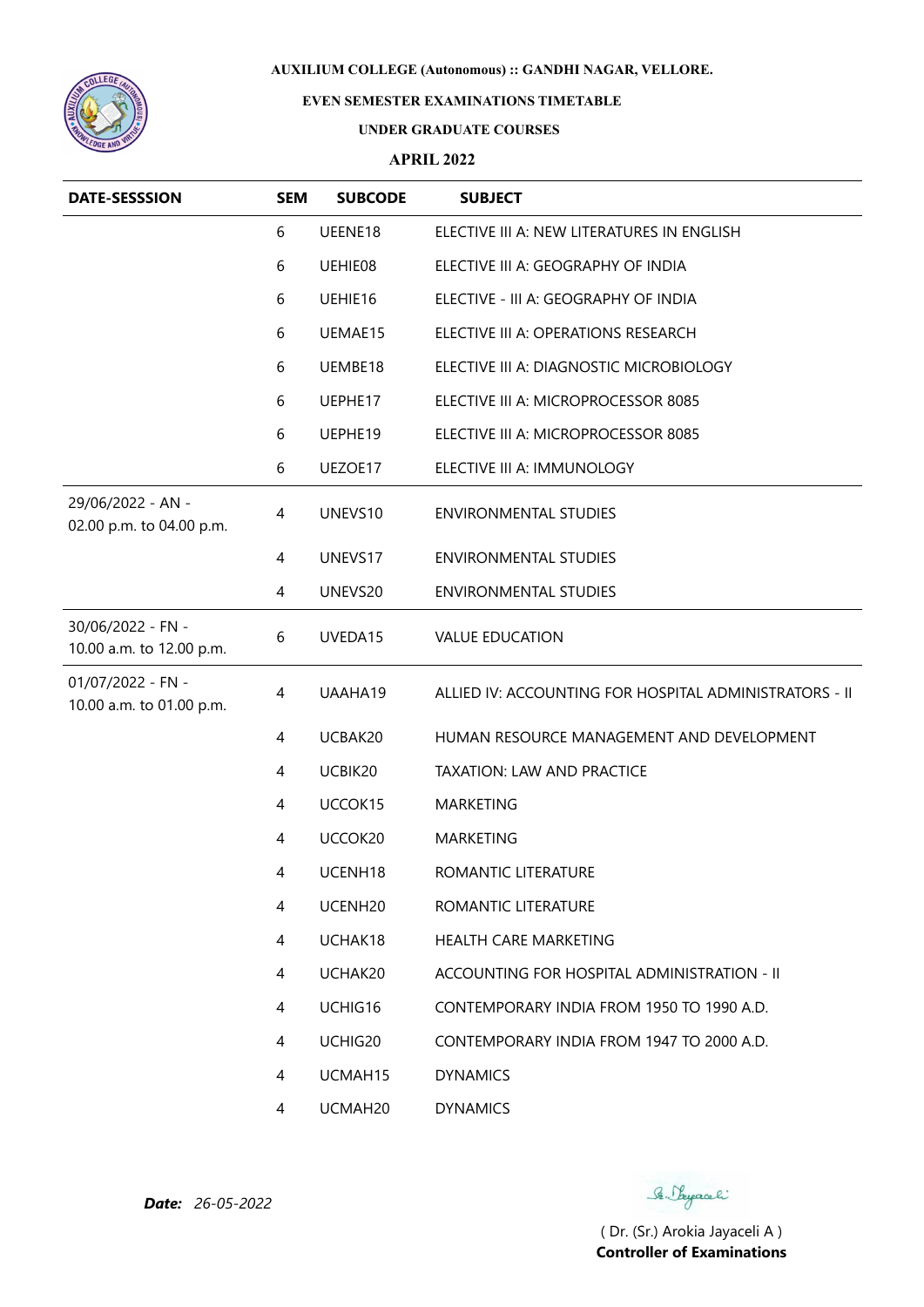**AUXILIUM COLLEGE (Autonomous) :: GANDHI NAGAR, VELLORE.**

**EVEN SEMESTER EXAMINATIONS TIMETABLE**

**UNDER GRADUATE COURSES**

**APRIL 2022**

| DATE-SESSSION | SEM | SUBCODE | SUBJECT |
|---|---|---|---|
| | 6 | UEENE18 | ELECTIVE III A: NEW LITERATURES IN ENGLISH |
| | 6 | UEHIE08 | ELECTIVE III A: GEOGRAPHY OF INDIA |
| | 6 | UEHIE16 | ELECTIVE - III A: GEOGRAPHY OF INDIA |
| | 6 | UEMAE15 | ELECTIVE III A: OPERATIONS RESEARCH |
| | 6 | UEMBE18 | ELECTIVE III A: DIAGNOSTIC MICROBIOLOGY |
| | 6 | UEPHE17 | ELECTIVE III A: MICROPROCESSOR 8085 |
| | 6 | UEPHE19 | ELECTIVE III A: MICROPROCESSOR 8085 |
| | 6 | UEZOE17 | ELECTIVE III A: IMMUNOLOGY |
| 29/06/2022 - AN - 02.00 p.m. to 04.00 p.m. | 4 | UNEVS10 | ENVIRONMENTAL STUDIES |
| | 4 | UNEVS17 | ENVIRONMENTAL STUDIES |
| | 4 | UNEVS20 | ENVIRONMENTAL STUDIES |
| 30/06/2022 - FN - 10.00 a.m. to 12.00 p.m. | 6 | UVEDA15 | VALUE EDUCATION |
| 01/07/2022 - FN - 10.00 a.m. to 01.00 p.m. | 4 | UAAHA19 | ALLIED IV: ACCOUNTING FOR HOSPITAL ADMINISTRATORS - II |
| | 4 | UCBAK20 | HUMAN RESOURCE MANAGEMENT AND DEVELOPMENT |
| | 4 | UCBIK20 | TAXATION: LAW AND PRACTICE |
| | 4 | UCCOK15 | MARKETING |
| | 4 | UCCOK20 | MARKETING |
| | 4 | UCENH18 | ROMANTIC LITERATURE |
| | 4 | UCENH20 | ROMANTIC LITERATURE |
| | 4 | UCHAK18 | HEALTH CARE MARKETING |
| | 4 | UCHAK20 | ACCOUNTING FOR HOSPITAL ADMINISTRATION - II |
| | 4 | UCHIG16 | CONTEMPORARY INDIA FROM 1950 TO 1990 A.D. |
| | 4 | UCHIG20 | CONTEMPORARY INDIA FROM 1947 TO 2000 A.D. |
| | 4 | UCMAH15 | DYNAMICS |
| | 4 | UCMAH20 | DYNAMICS |

***Date:*** *26-05-2022*

( Dr. (Sr.) Arokia Jayaceli A )
**Controller of Examinations**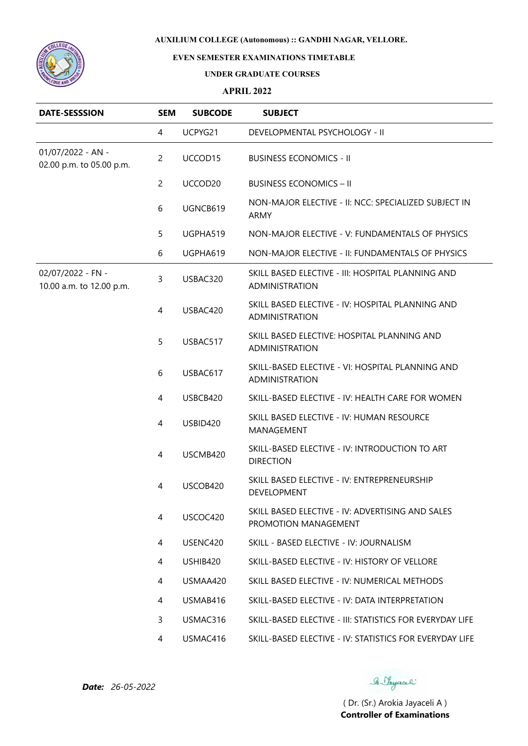**AUXILIUM COLLEGE (Autonomous) :: GANDHI NAGAR, VELLORE.**

**EVEN SEMESTER EXAMINATIONS TIMETABLE**

**UNDER GRADUATE COURSES**

**APRIL 2022**

| DATE-SESSSION | SEM | SUBCODE | SUBJECT |
|---|---|---|---|
| | 4 | UCPYG21 | DEVELOPMENTAL PSYCHOLOGY - II |
| 01/07/2022 - AN - 02.00 p.m. to 05.00 p.m. | 2 | UCCOD15 | BUSINESS ECONOMICS - II |
| | 2 | UCCOD20 | BUSINESS ECONOMICS – II |
| | 6 | UGNCB619 | NON-MAJOR ELECTIVE - II: NCC: SPECIALIZED SUBJECT IN ARMY |
| | 5 | UGPHA519 | NON-MAJOR ELECTIVE - V: FUNDAMENTALS OF PHYSICS |
| | 6 | UGPHA619 | NON-MAJOR ELECTIVE - II: FUNDAMENTALS OF PHYSICS |
| 02/07/2022 - FN - 10.00 a.m. to 12.00 p.m. | 3 | USBAC320 | SKILL BASED ELECTIVE - III: HOSPITAL PLANNING AND ADMINISTRATION |
| | 4 | USBAC420 | SKILL BASED ELECTIVE - IV: HOSPITAL PLANNING AND ADMINISTRATION |
| | 5 | USBAC517 | SKILL BASED ELECTIVE: HOSPITAL PLANNING AND ADMINISTRATION |
| | 6 | USBAC617 | SKILL-BASED ELECTIVE - VI: HOSPITAL PLANNING AND ADMINISTRATION |
| | 4 | USBCB420 | SKILL-BASED ELECTIVE - IV: HEALTH CARE FOR WOMEN |
| | 4 | USBID420 | SKILL BASED ELECTIVE - IV: HUMAN RESOURCE MANAGEMENT |
| | 4 | USCMB420 | SKILL-BASED ELECTIVE - IV: INTRODUCTION TO ART DIRECTION |
| | 4 | USCOB420 | SKILL BASED ELECTIVE - IV: ENTREPRENEURSHIP DEVELOPMENT |
| | 4 | USCOC420 | SKILL BASED ELECTIVE - IV: ADVERTISING AND SALES PROMOTION MANAGEMENT |
| | 4 | USENC420 | SKILL - BASED ELECTIVE - IV: JOURNALISM |
| | 4 | USHIB420 | SKILL-BASED ELECTIVE - IV: HISTORY OF VELLORE |
| | 4 | USMAA420 | SKILL BASED ELECTIVE - IV: NUMERICAL METHODS |
| | 4 | USMAB416 | SKILL-BASED ELECTIVE - IV: DATA INTERPRETATION |
| | 3 | USMAC316 | SKILL-BASED ELECTIVE - III: STATISTICS FOR EVERYDAY LIFE |
| | 4 | USMAC416 | SKILL-BASED ELECTIVE - IV: STATISTICS FOR EVERYDAY LIFE |

***Date:*** *26-05-2022*

( Dr. (Sr.) Arokia Jayaceli A )
**Controller of Examinations**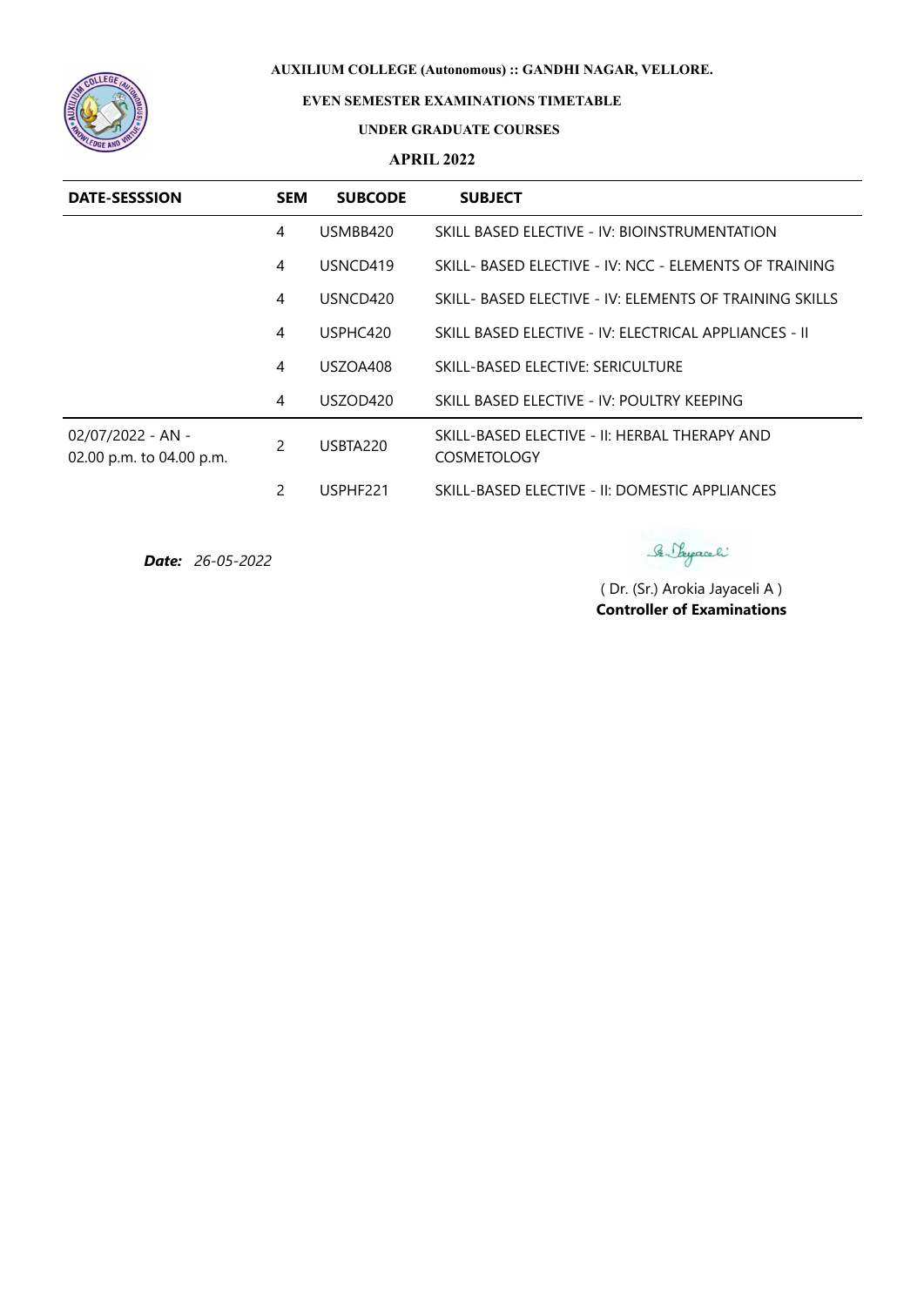**AUXILIUM COLLEGE (Autonomous) :: GANDHI NAGAR, VELLORE.**

**EVEN SEMESTER EXAMINATIONS TIMETABLE**

**UNDER GRADUATE COURSES**

**APRIL 2022**

| DATE-SESSSION | SEM | SUBCODE | SUBJECT |
|---|---|---|---|
| | 4 | USMBB420 | SKILL BASED ELECTIVE - IV: BIOINSTRUMENTATION |
| | 4 | USNCD419 | SKILL- BASED ELECTIVE - IV: NCC - ELEMENTS OF TRAINING |
| | 4 | USNCD420 | SKILL- BASED ELECTIVE - IV: ELEMENTS OF TRAINING SKILLS |
| | 4 | USPHC420 | SKILL BASED ELECTIVE - IV: ELECTRICAL APPLIANCES - II |
| | 4 | USZOA408 | SKILL-BASED ELECTIVE: SERICULTURE |
| | 4 | USZOD420 | SKILL BASED ELECTIVE - IV: POULTRY KEEPING |
| 02/07/2022 - AN - 02.00 p.m. to 04.00 p.m. | 2 | USBTA220 | SKILL-BASED ELECTIVE - II: HERBAL THERAPY AND COSMETOLOGY |
| | 2 | USPHF221 | SKILL-BASED ELECTIVE - II: DOMESTIC APPLIANCES |

***Date:*** *26-05-2022*

( Dr. (Sr.) Arokia Jayaceli A )
**Controller of Examinations**